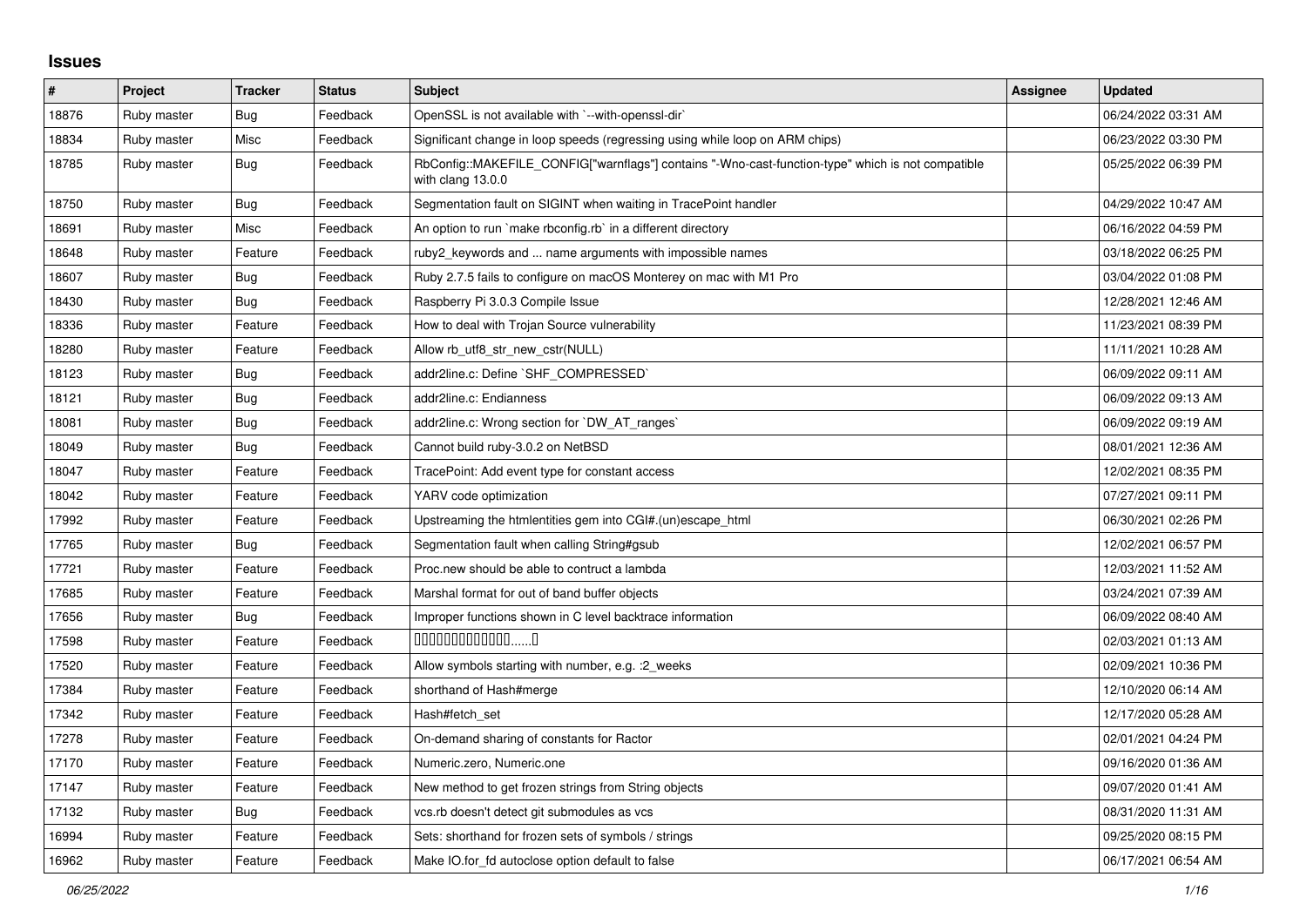## Issues

| # | Project | Tracker | Status | Subject | Assignee | Updated |
|---|---|---|---|---|---|---|
| 18876 | Ruby master | Bug | Feedback | OpenSSL is not available with `--with-openssl-dir` | | 06/24/2022 03:31 AM |
| 18834 | Ruby master | Misc | Feedback | Significant change in loop speeds (regressing using while loop on ARM chips) | | 06/23/2022 03:30 PM |
| 18785 | Ruby master | Bug | Feedback | RbConfig::MAKEFILE_CONFIG["warnflags"] contains "-Wno-cast-function-type" which is not compatible with clang 13.0.0 | | 05/25/2022 06:39 PM |
| 18750 | Ruby master | Bug | Feedback | Segmentation fault on SIGINT when waiting in TracePoint handler | | 04/29/2022 10:47 AM |
| 18691 | Ruby master | Misc | Feedback | An option to run `make rbconfig.rb` in a different directory | | 06/16/2022 04:59 PM |
| 18648 | Ruby master | Feature | Feedback | ruby2_keywords and ... name arguments with impossible names | | 03/18/2022 06:25 PM |
| 18607 | Ruby master | Bug | Feedback | Ruby 2.7.5 fails to configure on macOS Monterey on mac with M1 Pro | | 03/04/2022 01:08 PM |
| 18430 | Ruby master | Bug | Feedback | Raspberry Pi 3.0.3 Compile Issue | | 12/28/2021 12:46 AM |
| 18336 | Ruby master | Feature | Feedback | How to deal with Trojan Source vulnerability | | 11/23/2021 08:39 PM |
| 18280 | Ruby master | Feature | Feedback | Allow rb_utf8_str_new_cstr(NULL) | | 11/11/2021 10:28 AM |
| 18123 | Ruby master | Bug | Feedback | addr2line.c: Define `SHF_COMPRESSED` | | 06/09/2022 09:11 AM |
| 18121 | Ruby master | Bug | Feedback | addr2line.c: Endianness | | 06/09/2022 09:13 AM |
| 18081 | Ruby master | Bug | Feedback | addr2line.c: Wrong section for `DW_AT_ranges` | | 06/09/2022 09:19 AM |
| 18049 | Ruby master | Bug | Feedback | Cannot build ruby-3.0.2 on NetBSD | | 08/01/2021 12:36 AM |
| 18047 | Ruby master | Feature | Feedback | TracePoint: Add event type for constant access | | 12/02/2021 08:35 PM |
| 18042 | Ruby master | Feature | Feedback | YARV code optimization | | 07/27/2021 09:11 PM |
| 17992 | Ruby master | Feature | Feedback | Upstreaming the htmlentities gem into CGI#.(un)escape_html | | 06/30/2021 02:26 PM |
| 17765 | Ruby master | Bug | Feedback | Segmentation fault when calling String#gsub | | 12/02/2021 06:57 PM |
| 17721 | Ruby master | Feature | Feedback | Proc.new should be able to contruct a lambda | | 12/03/2021 11:52 AM |
| 17685 | Ruby master | Feature | Feedback | Marshal format for out of band buffer objects | | 03/24/2021 07:39 AM |
| 17656 | Ruby master | Bug | Feedback | Improper functions shown in C level backtrace information | | 06/09/2022 08:40 AM |
| 17598 | Ruby master | Feature | Feedback | 0000000000000......0 | | 02/03/2021 01:13 AM |
| 17520 | Ruby master | Feature | Feedback | Allow symbols starting with number, e.g. :2_weeks | | 02/09/2021 10:36 PM |
| 17384 | Ruby master | Feature | Feedback | shorthand of Hash#merge | | 12/10/2020 06:14 AM |
| 17342 | Ruby master | Feature | Feedback | Hash#fetch_set | | 12/17/2020 05:28 AM |
| 17278 | Ruby master | Feature | Feedback | On-demand sharing of constants for Ractor | | 02/01/2021 04:24 PM |
| 17170 | Ruby master | Feature | Feedback | Numeric.zero, Numeric.one | | 09/16/2020 01:36 AM |
| 17147 | Ruby master | Feature | Feedback | New method to get frozen strings from String objects | | 09/07/2020 01:41 AM |
| 17132 | Ruby master | Bug | Feedback | vcs.rb doesn't detect git submodules as vcs | | 08/31/2020 11:31 AM |
| 16994 | Ruby master | Feature | Feedback | Sets: shorthand for frozen sets of symbols / strings | | 09/25/2020 08:15 PM |
| 16962 | Ruby master | Feature | Feedback | Make IO.for_fd autoclose option default to false | | 06/17/2021 06:54 AM |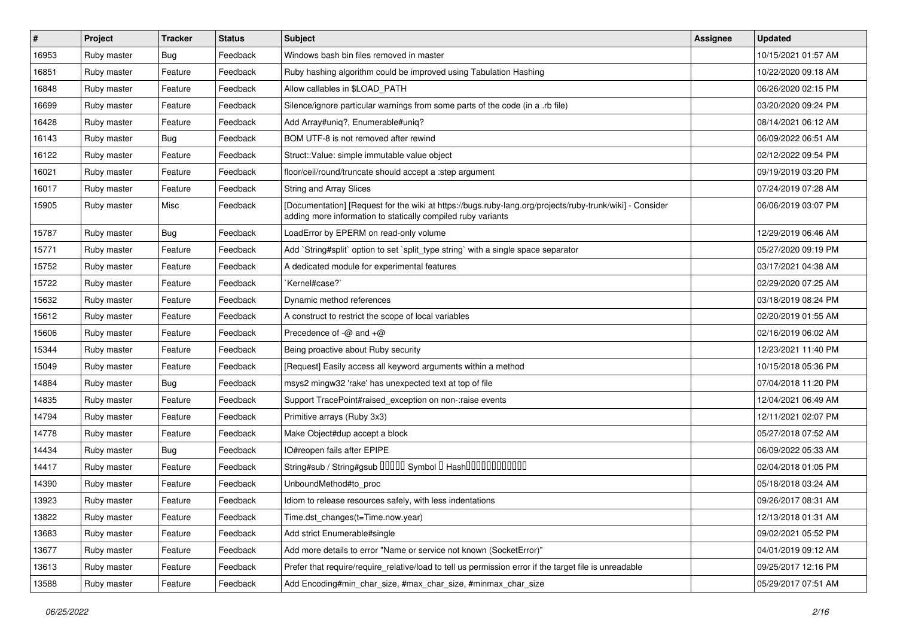| # | Project | Tracker | Status | Subject | Assignee | Updated |
| --- | --- | --- | --- | --- | --- | --- |
| 16953 | Ruby master | Bug | Feedback | Windows bash bin files removed in master | | 10/15/2021 01:57 AM |
| 16851 | Ruby master | Feature | Feedback | Ruby hashing algorithm could be improved using Tabulation Hashing | | 10/22/2020 09:18 AM |
| 16848 | Ruby master | Feature | Feedback | Allow callables in $LOAD_PATH | | 06/26/2020 02:15 PM |
| 16699 | Ruby master | Feature | Feedback | Silence/ignore particular warnings from some parts of the code (in a .rb file) | | 03/20/2020 09:24 PM |
| 16428 | Ruby master | Feature | Feedback | Add Array#uniq?, Enumerable#uniq? | | 08/14/2021 06:12 AM |
| 16143 | Ruby master | Bug | Feedback | BOM UTF-8 is not removed after rewind | | 06/09/2022 06:51 AM |
| 16122 | Ruby master | Feature | Feedback | Struct::Value: simple immutable value object | | 02/12/2022 09:54 PM |
| 16021 | Ruby master | Feature | Feedback | floor/ceil/round/truncate should accept a :step argument | | 09/19/2019 03:20 PM |
| 16017 | Ruby master | Feature | Feedback | String and Array Slices | | 07/24/2019 07:28 AM |
| 15905 | Ruby master | Misc | Feedback | [Documentation] [Request for the wiki at https://bugs.ruby-lang.org/projects/ruby-trunk/wiki] - Consider adding more information to statically compiled ruby variants | | 06/06/2019 03:07 PM |
| 15787 | Ruby master | Bug | Feedback | LoadError by EPERM on read-only volume | | 12/29/2019 06:46 AM |
| 15771 | Ruby master | Feature | Feedback | Add `String#split` option to set `split_type string` with a single space separator | | 05/27/2020 09:19 PM |
| 15752 | Ruby master | Feature | Feedback | A dedicated module for experimental features | | 03/17/2021 04:38 AM |
| 15722 | Ruby master | Feature | Feedback | `Kernel#case?` | | 02/29/2020 07:25 AM |
| 15632 | Ruby master | Feature | Feedback | Dynamic method references | | 03/18/2019 08:24 PM |
| 15612 | Ruby master | Feature | Feedback | A construct to restrict the scope of local variables | | 02/20/2019 01:55 AM |
| 15606 | Ruby master | Feature | Feedback | Precedence of -@ and +@ | | 02/16/2019 06:02 AM |
| 15344 | Ruby master | Feature | Feedback | Being proactive about Ruby security | | 12/23/2021 11:40 PM |
| 15049 | Ruby master | Feature | Feedback | [Request] Easily access all keyword arguments within a method | | 10/15/2018 05:36 PM |
| 14884 | Ruby master | Bug | Feedback | msys2 mingw32 'rake' has unexpected text at top of file | | 07/04/2018 11:20 PM |
| 14835 | Ruby master | Feature | Feedback | Support TracePoint#raised_exception on non-:raise events | | 12/04/2021 06:49 AM |
| 14794 | Ruby master | Feature | Feedback | Primitive arrays (Ruby 3x3) | | 12/11/2021 02:07 PM |
| 14778 | Ruby master | Feature | Feedback | Make Object#dup accept a block | | 05/27/2018 07:52 AM |
| 14434 | Ruby master | Bug | Feedback | IO#reopen fails after EPIPE | | 06/09/2022 05:33 AM |
| 14417 | Ruby master | Feature | Feedback | String#sub / String#gsub □□□□□ Symbol □ Hash□□□□□□□□□□□□ | | 02/04/2018 01:05 PM |
| 14390 | Ruby master | Feature | Feedback | UnboundMethod#to_proc | | 05/18/2018 03:24 AM |
| 13923 | Ruby master | Feature | Feedback | Idiom to release resources safely, with less indentations | | 09/26/2017 08:31 AM |
| 13822 | Ruby master | Feature | Feedback | Time.dst_changes(t=Time.now.year) | | 12/13/2018 01:31 AM |
| 13683 | Ruby master | Feature | Feedback | Add strict Enumerable#single | | 09/02/2021 05:52 PM |
| 13677 | Ruby master | Feature | Feedback | Add more details to error "Name or service not known (SocketError)" | | 04/01/2019 09:12 AM |
| 13613 | Ruby master | Feature | Feedback | Prefer that require/require_relative/load to tell us permission error if the target file is unreadable | | 09/25/2017 12:16 PM |
| 13588 | Ruby master | Feature | Feedback | Add Encoding#min_char_size, #max_char_size, #minmax_char_size | | 05/29/2017 07:51 AM |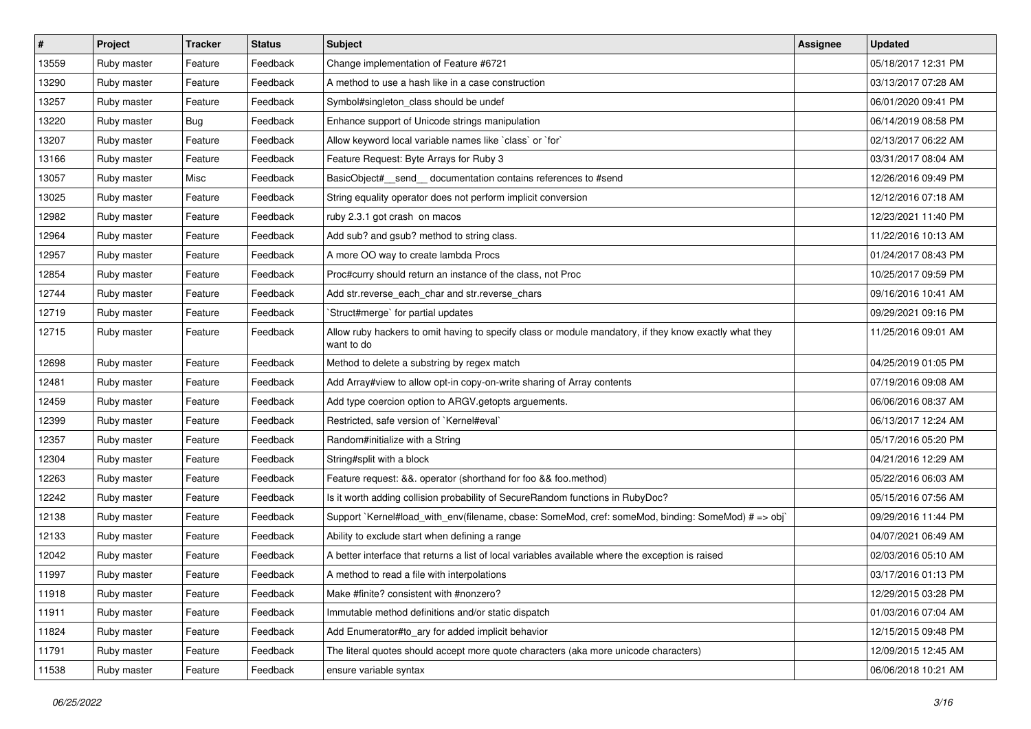| # | Project | Tracker | Status | Subject | Assignee | Updated |
|---|---|---|---|---|---|---|
| 13559 | Ruby master | Feature | Feedback | Change implementation of Feature #6721 | | 05/18/2017 12:31 PM |
| 13290 | Ruby master | Feature | Feedback | A method to use a hash like in a case construction | | 03/13/2017 07:28 AM |
| 13257 | Ruby master | Feature | Feedback | Symbol#singleton_class should be undef | | 06/01/2020 09:41 PM |
| 13220 | Ruby master | Bug | Feedback | Enhance support of Unicode strings manipulation | | 06/14/2019 08:58 PM |
| 13207 | Ruby master | Feature | Feedback | Allow keyword local variable names like `class` or `for` | | 02/13/2017 06:22 AM |
| 13166 | Ruby master | Feature | Feedback | Feature Request: Byte Arrays for Ruby 3 | | 03/31/2017 08:04 AM |
| 13057 | Ruby master | Misc | Feedback | BasicObject#__send__ documentation contains references to #send | | 12/26/2016 09:49 PM |
| 13025 | Ruby master | Feature | Feedback | String equality operator does not perform implicit conversion | | 12/12/2016 07:18 AM |
| 12982 | Ruby master | Feature | Feedback | ruby 2.3.1 got crash  on macos | | 12/23/2021 11:40 PM |
| 12964 | Ruby master | Feature | Feedback | Add sub? and gsub? method to string class. | | 11/22/2016 10:13 AM |
| 12957 | Ruby master | Feature | Feedback | A more OO way to create lambda Procs | | 01/24/2017 08:43 PM |
| 12854 | Ruby master | Feature | Feedback | Proc#curry should return an instance of the class, not Proc | | 10/25/2017 09:59 PM |
| 12744 | Ruby master | Feature | Feedback | Add str.reverse_each_char and str.reverse_chars | | 09/16/2016 10:41 AM |
| 12719 | Ruby master | Feature | Feedback | `Struct#merge` for partial updates | | 09/29/2021 09:16 PM |
| 12715 | Ruby master | Feature | Feedback | Allow ruby hackers to omit having to specify class or module mandatory, if they know exactly what they want to do | | 11/25/2016 09:01 AM |
| 12698 | Ruby master | Feature | Feedback | Method to delete a substring by regex match | | 04/25/2019 01:05 PM |
| 12481 | Ruby master | Feature | Feedback | Add Array#view to allow opt-in copy-on-write sharing of Array contents | | 07/19/2016 09:08 AM |
| 12459 | Ruby master | Feature | Feedback | Add type coercion option to ARGV.getopts arguements. | | 06/06/2016 08:37 AM |
| 12399 | Ruby master | Feature | Feedback | Restricted, safe version of `Kernel#eval` | | 06/13/2017 12:24 AM |
| 12357 | Ruby master | Feature | Feedback | Random#initialize with a String | | 05/17/2016 05:20 PM |
| 12304 | Ruby master | Feature | Feedback | String#split with a block | | 04/21/2016 12:29 AM |
| 12263 | Ruby master | Feature | Feedback | Feature request: &&. operator (shorthand for foo && foo.method) | | 05/22/2016 06:03 AM |
| 12242 | Ruby master | Feature | Feedback | Is it worth adding collision probability of SecureRandom functions in RubyDoc? | | 05/15/2016 07:56 AM |
| 12138 | Ruby master | Feature | Feedback | Support `Kernel#load_with_env(filename, cbase: SomeMod, cref: someMod, binding: SomeMod) # => obj` | | 09/29/2016 11:44 PM |
| 12133 | Ruby master | Feature | Feedback | Ability to exclude start when defining a range | | 04/07/2021 06:49 AM |
| 12042 | Ruby master | Feature | Feedback | A better interface that returns a list of local variables available where the exception is raised | | 02/03/2016 05:10 AM |
| 11997 | Ruby master | Feature | Feedback | A method to read a file with interpolations | | 03/17/2016 01:13 PM |
| 11918 | Ruby master | Feature | Feedback | Make #finite? consistent with #nonzero? | | 12/29/2015 03:28 PM |
| 11911 | Ruby master | Feature | Feedback | Immutable method definitions and/or static dispatch | | 01/03/2016 07:04 AM |
| 11824 | Ruby master | Feature | Feedback | Add Enumerator#to_ary for added implicit behavior | | 12/15/2015 09:48 PM |
| 11791 | Ruby master | Feature | Feedback | The literal quotes should accept more quote characters (aka more unicode characters) | | 12/09/2015 12:45 AM |
| 11538 | Ruby master | Feature | Feedback | ensure variable syntax | | 06/06/2018 10:21 AM |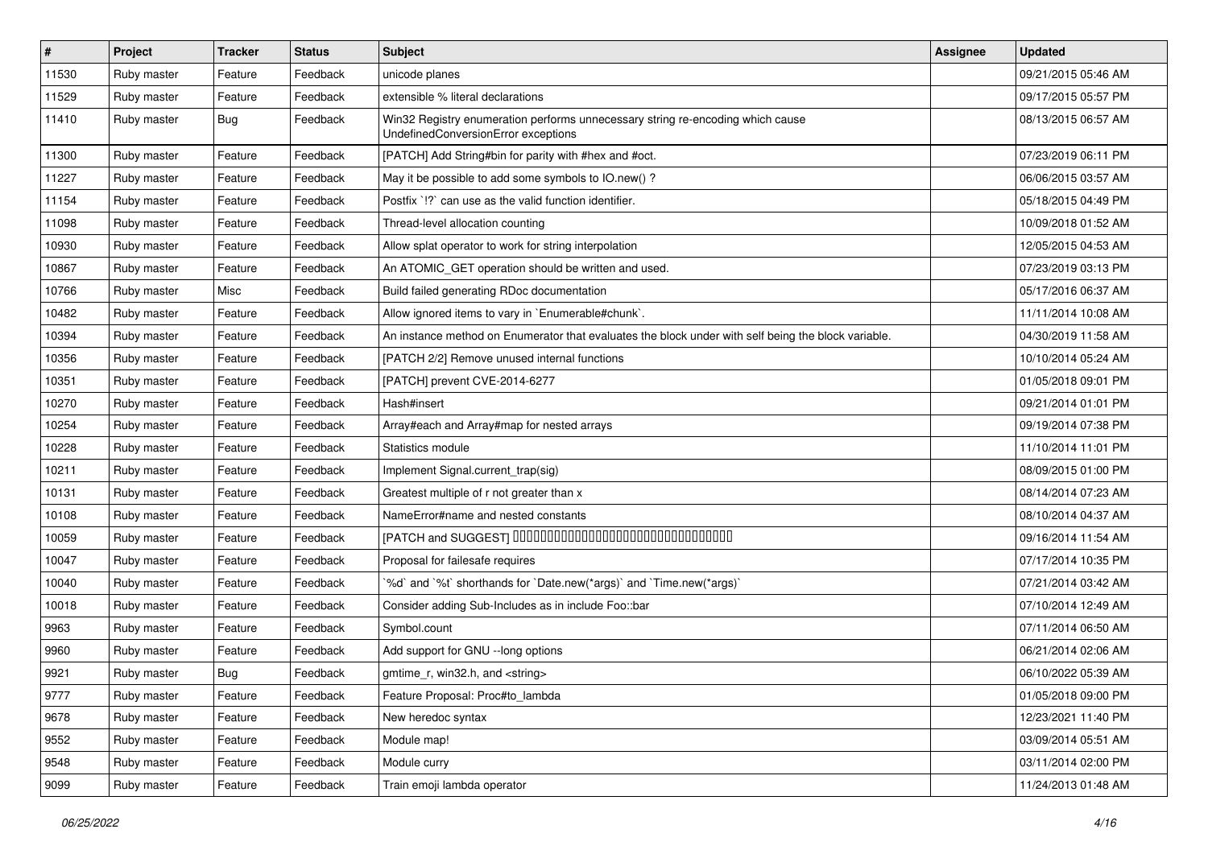| # | Project | Tracker | Status | Subject | Assignee | Updated |
|---|---|---|---|---|---|---|
| 11530 | Ruby master | Feature | Feedback | unicode planes | | 09/21/2015 05:46 AM |
| 11529 | Ruby master | Feature | Feedback | extensible % literal declarations | | 09/17/2015 05:57 PM |
| 11410 | Ruby master | Bug | Feedback | Win32 Registry enumeration performs unnecessary string re-encoding which cause UndefinedConversionError exceptions | | 08/13/2015 06:57 AM |
| 11300 | Ruby master | Feature | Feedback | [PATCH] Add String#bin for parity with #hex and #oct. | | 07/23/2019 06:11 PM |
| 11227 | Ruby master | Feature | Feedback | May it be possible to add some symbols to IO.new() ? | | 06/06/2015 03:57 AM |
| 11154 | Ruby master | Feature | Feedback | Postfix `!?` can use as the valid function identifier. | | 05/18/2015 04:49 PM |
| 11098 | Ruby master | Feature | Feedback | Thread-level allocation counting | | 10/09/2018 01:52 AM |
| 10930 | Ruby master | Feature | Feedback | Allow splat operator to work for string interpolation | | 12/05/2015 04:53 AM |
| 10867 | Ruby master | Feature | Feedback | An ATOMIC_GET operation should be written and used. | | 07/23/2019 03:13 PM |
| 10766 | Ruby master | Misc | Feedback | Build failed generating RDoc documentation | | 05/17/2016 06:37 AM |
| 10482 | Ruby master | Feature | Feedback | Allow ignored items to vary in `Enumerable#chunk`. | | 11/11/2014 10:08 AM |
| 10394 | Ruby master | Feature | Feedback | An instance method on Enumerator that evaluates the block under with self being the block variable. | | 04/30/2019 11:58 AM |
| 10356 | Ruby master | Feature | Feedback | [PATCH 2/2] Remove unused internal functions | | 10/10/2014 05:24 AM |
| 10351 | Ruby master | Feature | Feedback | [PATCH] prevent CVE-2014-6277 | | 01/05/2018 09:01 PM |
| 10270 | Ruby master | Feature | Feedback | Hash#insert | | 09/21/2014 01:01 PM |
| 10254 | Ruby master | Feature | Feedback | Array#each and Array#map for nested arrays | | 09/19/2014 07:38 PM |
| 10228 | Ruby master | Feature | Feedback | Statistics module | | 11/10/2014 11:01 PM |
| 10211 | Ruby master | Feature | Feedback | Implement Signal.current_trap(sig) | | 08/09/2015 01:00 PM |
| 10131 | Ruby master | Feature | Feedback | Greatest multiple of r not greater than x | | 08/14/2014 07:23 AM |
| 10108 | Ruby master | Feature | Feedback | NameError#name and nested constants | | 08/10/2014 04:37 AM |
| 10059 | Ruby master | Feature | Feedback | [PATCH and SUGGEST] �������������������������������������� | | 09/16/2014 11:54 AM |
| 10047 | Ruby master | Feature | Feedback | Proposal for failesafe requires | | 07/17/2014 10:35 PM |
| 10040 | Ruby master | Feature | Feedback | `%d` and `%t` shorthands for `Date.new(*args)` and `Time.new(*args)` | | 07/21/2014 03:42 AM |
| 10018 | Ruby master | Feature | Feedback | Consider adding Sub-Includes as in include Foo::bar | | 07/10/2014 12:49 AM |
| 9963 | Ruby master | Feature | Feedback | Symbol.count | | 07/11/2014 06:50 AM |
| 9960 | Ruby master | Feature | Feedback | Add support for GNU --long options | | 06/21/2014 02:06 AM |
| 9921 | Ruby master | Bug | Feedback | gmtime_r, win32.h, and <string> | | 06/10/2022 05:39 AM |
| 9777 | Ruby master | Feature | Feedback | Feature Proposal: Proc#to_lambda | | 01/05/2018 09:00 PM |
| 9678 | Ruby master | Feature | Feedback | New heredoc syntax | | 12/23/2021 11:40 PM |
| 9552 | Ruby master | Feature | Feedback | Module map! | | 03/09/2014 05:51 AM |
| 9548 | Ruby master | Feature | Feedback | Module curry | | 03/11/2014 02:00 PM |
| 9099 | Ruby master | Feature | Feedback | Train emoji lambda operator | | 11/24/2013 01:48 AM |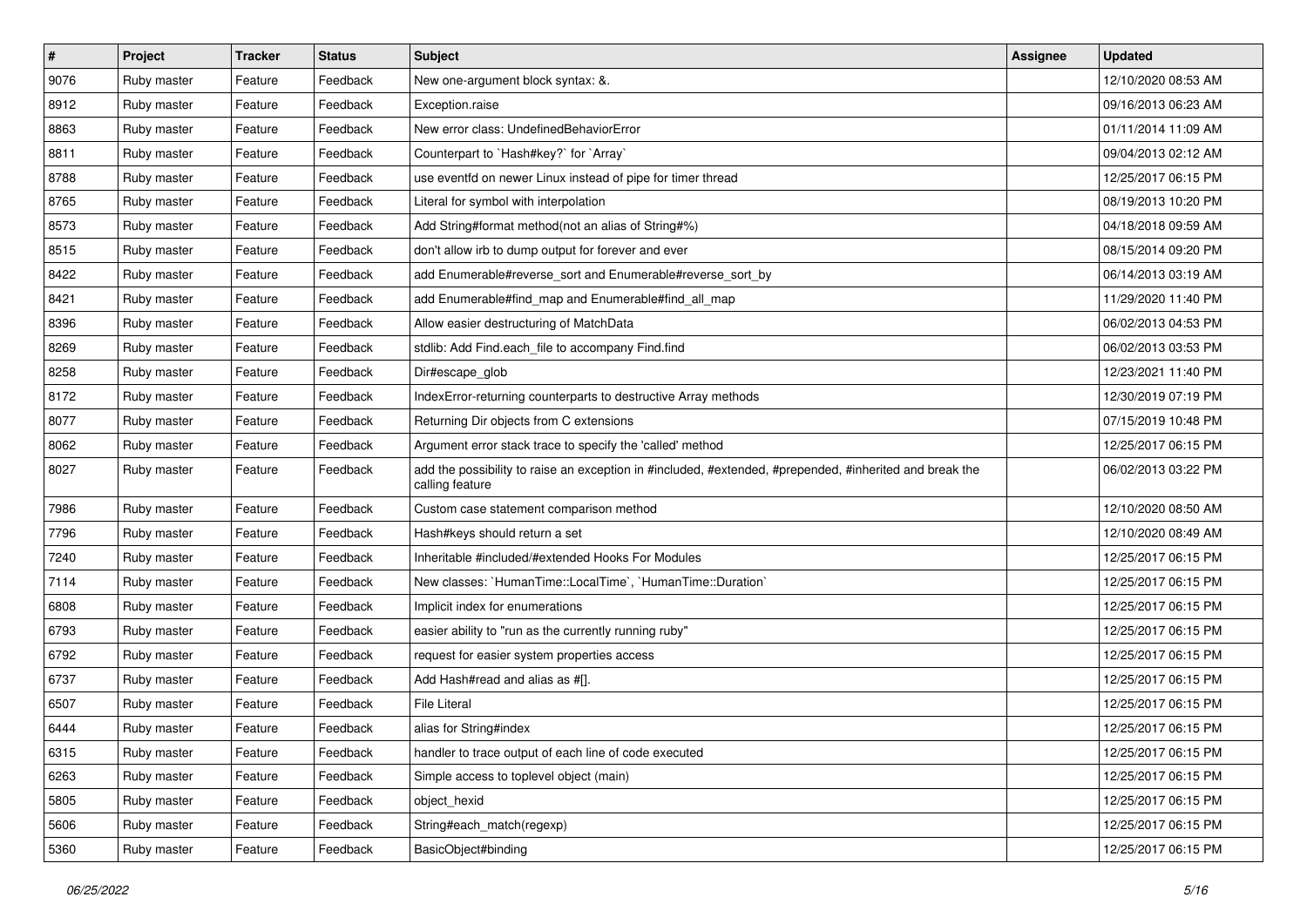| # | Project | Tracker | Status | Subject | Assignee | Updated |
|---|---|---|---|---|---|---|
| 9076 | Ruby master | Feature | Feedback | New one-argument block syntax: &. | | 12/10/2020 08:53 AM |
| 8912 | Ruby master | Feature | Feedback | Exception.raise | | 09/16/2013 06:23 AM |
| 8863 | Ruby master | Feature | Feedback | New error class: UndefinedBehaviorError | | 01/11/2014 11:09 AM |
| 8811 | Ruby master | Feature | Feedback | Counterpart to `Hash#key?` for `Array` | | 09/04/2013 02:12 AM |
| 8788 | Ruby master | Feature | Feedback | use eventfd on newer Linux instead of pipe for timer thread | | 12/25/2017 06:15 PM |
| 8765 | Ruby master | Feature | Feedback | Literal for symbol with interpolation | | 08/19/2013 10:20 PM |
| 8573 | Ruby master | Feature | Feedback | Add String#format method(not an alias of String#%) | | 04/18/2018 09:59 AM |
| 8515 | Ruby master | Feature | Feedback | don't allow irb to dump output for forever and ever | | 08/15/2014 09:20 PM |
| 8422 | Ruby master | Feature | Feedback | add Enumerable#reverse_sort and Enumerable#reverse_sort_by | | 06/14/2013 03:19 AM |
| 8421 | Ruby master | Feature | Feedback | add Enumerable#find_map and Enumerable#find_all_map | | 11/29/2020 11:40 PM |
| 8396 | Ruby master | Feature | Feedback | Allow easier destructuring of MatchData | | 06/02/2013 04:53 PM |
| 8269 | Ruby master | Feature | Feedback | stdlib: Add Find.each_file to accompany Find.find | | 06/02/2013 03:53 PM |
| 8258 | Ruby master | Feature | Feedback | Dir#escape_glob | | 12/23/2021 11:40 PM |
| 8172 | Ruby master | Feature | Feedback | IndexError-returning counterparts to destructive Array methods | | 12/30/2019 07:19 PM |
| 8077 | Ruby master | Feature | Feedback | Returning Dir objects from C extensions | | 07/15/2019 10:48 PM |
| 8062 | Ruby master | Feature | Feedback | Argument error stack trace to specify the 'called' method | | 12/25/2017 06:15 PM |
| 8027 | Ruby master | Feature | Feedback | add the possibility to raise an exception in #included, #extended, #prepended, #inherited and break the calling feature | | 06/02/2013 03:22 PM |
| 7986 | Ruby master | Feature | Feedback | Custom case statement comparison method | | 12/10/2020 08:50 AM |
| 7796 | Ruby master | Feature | Feedback | Hash#keys should return a set | | 12/10/2020 08:49 AM |
| 7240 | Ruby master | Feature | Feedback | Inheritable #included/#extended Hooks For Modules | | 12/25/2017 06:15 PM |
| 7114 | Ruby master | Feature | Feedback | New classes: `HumanTime::LocalTime`, `HumanTime::Duration` | | 12/25/2017 06:15 PM |
| 6808 | Ruby master | Feature | Feedback | Implicit index for enumerations | | 12/25/2017 06:15 PM |
| 6793 | Ruby master | Feature | Feedback | easier ability to "run as the currently running ruby" | | 12/25/2017 06:15 PM |
| 6792 | Ruby master | Feature | Feedback | request for easier system properties access | | 12/25/2017 06:15 PM |
| 6737 | Ruby master | Feature | Feedback | Add Hash#read and alias as #[]. | | 12/25/2017 06:15 PM |
| 6507 | Ruby master | Feature | Feedback | File Literal | | 12/25/2017 06:15 PM |
| 6444 | Ruby master | Feature | Feedback | alias for String#index | | 12/25/2017 06:15 PM |
| 6315 | Ruby master | Feature | Feedback | handler to trace output of each line of code executed | | 12/25/2017 06:15 PM |
| 6263 | Ruby master | Feature | Feedback | Simple access to toplevel object (main) | | 12/25/2017 06:15 PM |
| 5805 | Ruby master | Feature | Feedback | object_hexid | | 12/25/2017 06:15 PM |
| 5606 | Ruby master | Feature | Feedback | String#each_match(regexp) | | 12/25/2017 06:15 PM |
| 5360 | Ruby master | Feature | Feedback | BasicObject#binding | | 12/25/2017 06:15 PM |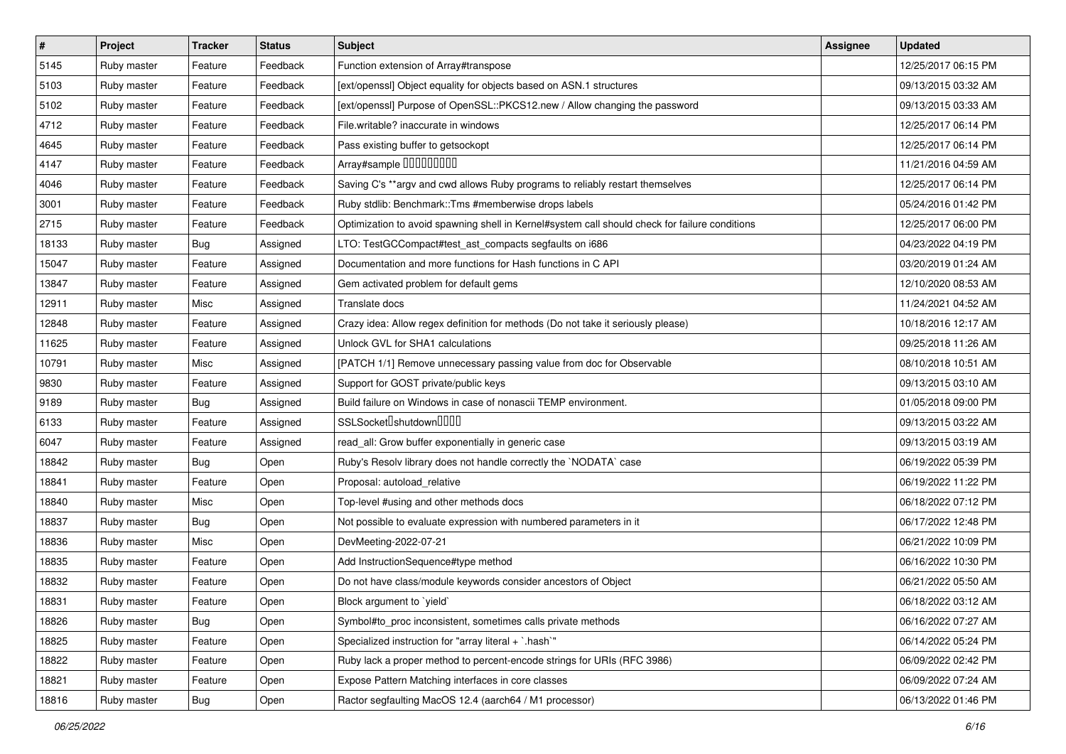| # | Project | Tracker | Status | Subject | Assignee | Updated |
|---|---|---|---|---|---|---|
| 5145 | Ruby master | Feature | Feedback | Function extension of Array#transpose | | 12/25/2017 06:15 PM |
| 5103 | Ruby master | Feature | Feedback | [ext/openssl] Object equality for objects based on ASN.1 structures | | 09/13/2015 03:32 AM |
| 5102 | Ruby master | Feature | Feedback | [ext/openssl] Purpose of OpenSSL::PKCS12.new / Allow changing the password | | 09/13/2015 03:33 AM |
| 4712 | Ruby master | Feature | Feedback | File.writable? inaccurate in windows | | 12/25/2017 06:14 PM |
| 4645 | Ruby master | Feature | Feedback | Pass existing buffer to getsockopt | | 12/25/2017 06:14 PM |
| 4147 | Ruby master | Feature | Feedback | Array#sample □□□□□□□□□ | | 11/21/2016 04:59 AM |
| 4046 | Ruby master | Feature | Feedback | Saving C's **argv and cwd allows Ruby programs to reliably restart themselves | | 12/25/2017 06:14 PM |
| 3001 | Ruby master | Feature | Feedback | Ruby stdlib: Benchmark::Tms #memberwise drops labels | | 05/24/2016 01:42 PM |
| 2715 | Ruby master | Feature | Feedback | Optimization to avoid spawning shell in Kernel#system call should check for failure conditions | | 12/25/2017 06:00 PM |
| 18133 | Ruby master | Bug | Assigned | LTO: TestGCCompact#test_ast_compacts segfaults on i686 | | 04/23/2022 04:19 PM |
| 15047 | Ruby master | Feature | Assigned | Documentation and more functions for Hash functions in C API | | 03/20/2019 01:24 AM |
| 13847 | Ruby master | Feature | Assigned | Gem activated problem for default gems | | 12/10/2020 08:53 AM |
| 12911 | Ruby master | Misc | Assigned | Translate docs | | 11/24/2021 04:52 AM |
| 12848 | Ruby master | Feature | Assigned | Crazy idea: Allow regex definition for methods (Do not take it seriously please) | | 10/18/2016 12:17 AM |
| 11625 | Ruby master | Feature | Assigned | Unlock GVL for SHA1 calculations | | 09/25/2018 11:26 AM |
| 10791 | Ruby master | Misc | Assigned | [PATCH 1/1] Remove unnecessary passing value from doc for Observable | | 08/10/2018 10:51 AM |
| 9830 | Ruby master | Feature | Assigned | Support for GOST private/public keys | | 09/13/2015 03:10 AM |
| 9189 | Ruby master | Bug | Assigned | Build failure on Windows in case of nonascii TEMP environment. | | 01/05/2018 09:00 PM |
| 6133 | Ruby master | Feature | Assigned | SSLSocket□shutdown□□□□ | | 09/13/2015 03:22 AM |
| 6047 | Ruby master | Feature | Assigned | read_all: Grow buffer exponentially in generic case | | 09/13/2015 03:19 AM |
| 18842 | Ruby master | Bug | Open | Ruby's Resolv library does not handle correctly the `NODATA` case | | 06/19/2022 05:39 PM |
| 18841 | Ruby master | Feature | Open | Proposal: autoload_relative | | 06/19/2022 11:22 PM |
| 18840 | Ruby master | Misc | Open | Top-level #using and other methods docs | | 06/18/2022 07:12 PM |
| 18837 | Ruby master | Bug | Open | Not possible to evaluate expression with numbered parameters in it | | 06/17/2022 12:48 PM |
| 18836 | Ruby master | Misc | Open | DevMeeting-2022-07-21 | | 06/21/2022 10:09 PM |
| 18835 | Ruby master | Feature | Open | Add InstructionSequence#type method | | 06/16/2022 10:30 PM |
| 18832 | Ruby master | Feature | Open | Do not have class/module keywords consider ancestors of Object | | 06/21/2022 05:50 AM |
| 18831 | Ruby master | Feature | Open | Block argument to `yield` | | 06/18/2022 03:12 AM |
| 18826 | Ruby master | Bug | Open | Symbol#to_proc inconsistent, sometimes calls private methods | | 06/16/2022 07:27 AM |
| 18825 | Ruby master | Feature | Open | Specialized instruction for "array literal + `.hash`" | | 06/14/2022 05:24 PM |
| 18822 | Ruby master | Feature | Open | Ruby lack a proper method to percent-encode strings for URIs (RFC 3986) | | 06/09/2022 02:42 PM |
| 18821 | Ruby master | Feature | Open | Expose Pattern Matching interfaces in core classes | | 06/09/2022 07:24 AM |
| 18816 | Ruby master | Bug | Open | Ractor segfaulting MacOS 12.4 (aarch64 / M1 processor) | | 06/13/2022 01:46 PM |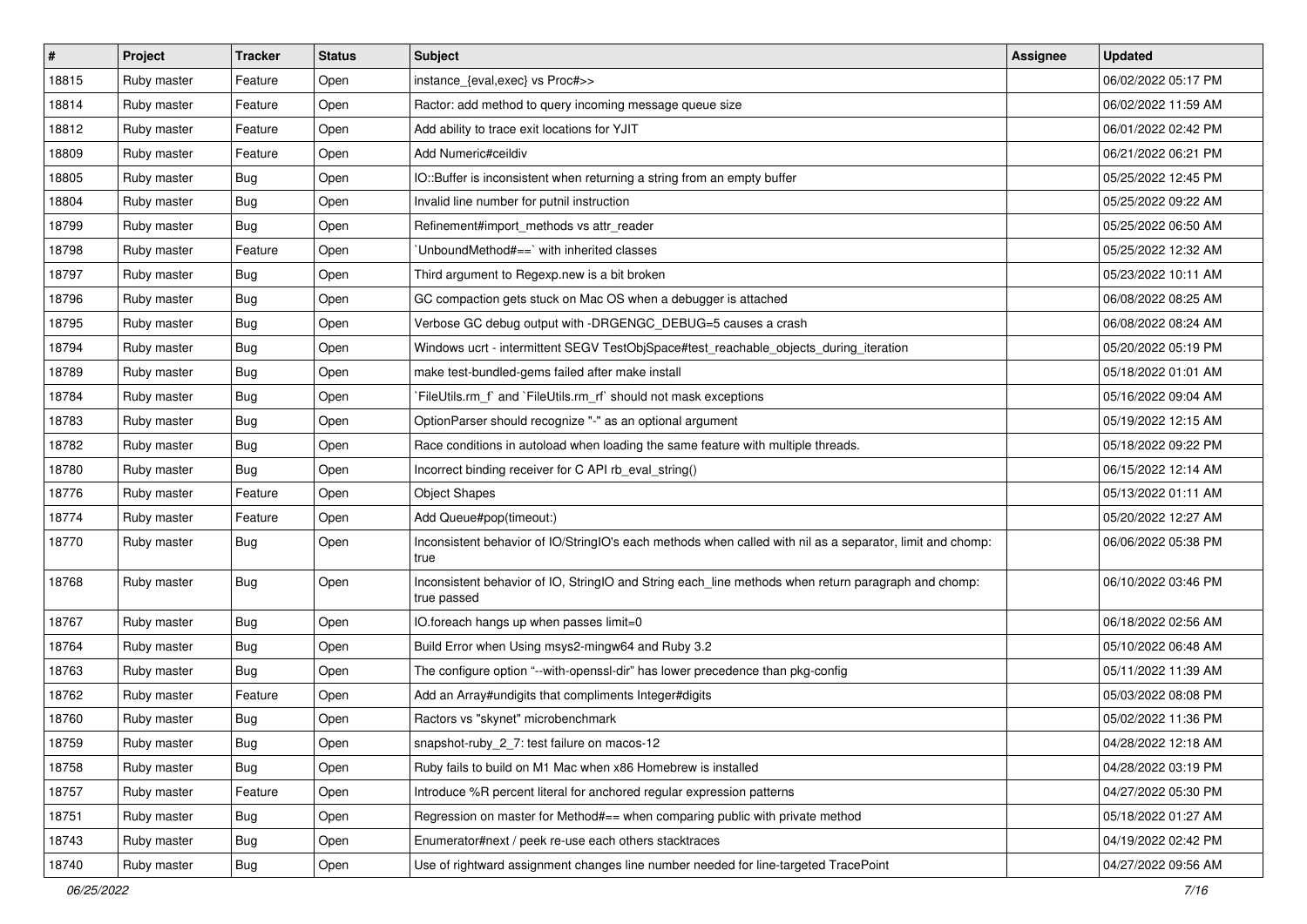| # | Project | Tracker | Status | Subject | Assignee | Updated |
|---|---|---|---|---|---|---|
| 18815 | Ruby master | Feature | Open | instance_{eval,exec} vs Proc#>> | | 06/02/2022 05:17 PM |
| 18814 | Ruby master | Feature | Open | Ractor: add method to query incoming message queue size | | 06/02/2022 11:59 AM |
| 18812 | Ruby master | Feature | Open | Add ability to trace exit locations for YJIT | | 06/01/2022 02:42 PM |
| 18809 | Ruby master | Feature | Open | Add Numeric#ceildiv | | 06/21/2022 06:21 PM |
| 18805 | Ruby master | Bug | Open | IO::Buffer is inconsistent when returning a string from an empty buffer | | 05/25/2022 12:45 PM |
| 18804 | Ruby master | Bug | Open | Invalid line number for putnil instruction | | 05/25/2022 09:22 AM |
| 18799 | Ruby master | Bug | Open | Refinement#import_methods vs attr_reader | | 05/25/2022 06:50 AM |
| 18798 | Ruby master | Feature | Open | `UnboundMethod#==` with inherited classes | | 05/25/2022 12:32 AM |
| 18797 | Ruby master | Bug | Open | Third argument to Regexp.new is a bit broken | | 05/23/2022 10:11 AM |
| 18796 | Ruby master | Bug | Open | GC compaction gets stuck on Mac OS when a debugger is attached | | 06/08/2022 08:25 AM |
| 18795 | Ruby master | Bug | Open | Verbose GC debug output with -DRGENGC_DEBUG=5 causes a crash | | 06/08/2022 08:24 AM |
| 18794 | Ruby master | Bug | Open | Windows ucrt - intermittent SEGV TestObjSpace#test_reachable_objects_during_iteration | | 05/20/2022 05:19 PM |
| 18789 | Ruby master | Bug | Open | make test-bundled-gems failed after make install | | 05/18/2022 01:01 AM |
| 18784 | Ruby master | Bug | Open | `FileUtils.rm_f` and `FileUtils.rm_rf` should not mask exceptions | | 05/16/2022 09:04 AM |
| 18783 | Ruby master | Bug | Open | OptionParser should recognize "-" as an optional argument | | 05/19/2022 12:15 AM |
| 18782 | Ruby master | Bug | Open | Race conditions in autoload when loading the same feature with multiple threads. | | 05/18/2022 09:22 PM |
| 18780 | Ruby master | Bug | Open | Incorrect binding receiver for C API rb_eval_string() | | 06/15/2022 12:14 AM |
| 18776 | Ruby master | Feature | Open | Object Shapes | | 05/13/2022 01:11 AM |
| 18774 | Ruby master | Feature | Open | Add Queue#pop(timeout:) | | 05/20/2022 12:27 AM |
| 18770 | Ruby master | Bug | Open | Inconsistent behavior of IO/StringIO's each methods when called with nil as a separator, limit and chomp: true | | 06/06/2022 05:38 PM |
| 18768 | Ruby master | Bug | Open | Inconsistent behavior of IO, StringIO and String each_line methods when return paragraph and chomp: true passed | | 06/10/2022 03:46 PM |
| 18767 | Ruby master | Bug | Open | IO.foreach hangs up when passes limit=0 | | 06/18/2022 02:56 AM |
| 18764 | Ruby master | Bug | Open | Build Error when Using msys2-mingw64 and Ruby 3.2 | | 05/10/2022 06:48 AM |
| 18763 | Ruby master | Bug | Open | The configure option "--with-openssl-dir" has lower precedence than pkg-config | | 05/11/2022 11:39 AM |
| 18762 | Ruby master | Feature | Open | Add an Array#undigits that compliments Integer#digits | | 05/03/2022 08:08 PM |
| 18760 | Ruby master | Bug | Open | Ractors vs "skynet" microbenchmark | | 05/02/2022 11:36 PM |
| 18759 | Ruby master | Bug | Open | snapshot-ruby_2_7: test failure on macos-12 | | 04/28/2022 12:18 AM |
| 18758 | Ruby master | Bug | Open | Ruby fails to build on M1 Mac when x86 Homebrew is installed | | 04/28/2022 03:19 PM |
| 18757 | Ruby master | Feature | Open | Introduce %R percent literal for anchored regular expression patterns | | 04/27/2022 05:30 PM |
| 18751 | Ruby master | Bug | Open | Regression on master for Method#== when comparing public with private method | | 05/18/2022 01:27 AM |
| 18743 | Ruby master | Bug | Open | Enumerator#next / peek re-use each others stacktraces | | 04/19/2022 02:42 PM |
| 18740 | Ruby master | Bug | Open | Use of rightward assignment changes line number needed for line-targeted TracePoint | | 04/27/2022 09:56 AM |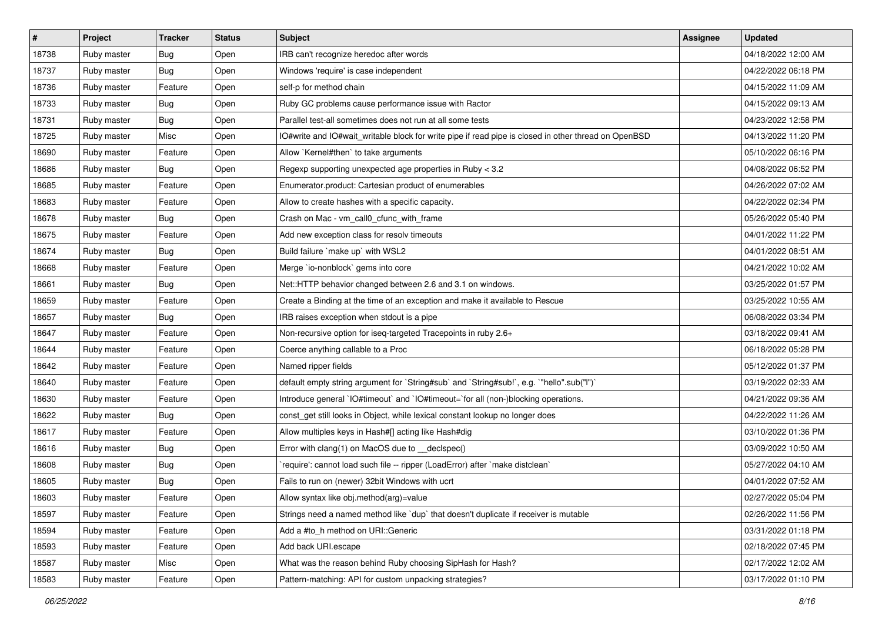| # | Project | Tracker | Status | Subject | Assignee | Updated |
|---|---|---|---|---|---|---|
| 18738 | Ruby master | Bug | Open | IRB can't recognize heredoc after words | | 04/18/2022 12:00 AM |
| 18737 | Ruby master | Bug | Open | Windows 'require' is case independent | | 04/22/2022 06:18 PM |
| 18736 | Ruby master | Feature | Open | self-p for method chain | | 04/15/2022 11:09 AM |
| 18733 | Ruby master | Bug | Open | Ruby GC problems cause performance issue with Ractor | | 04/15/2022 09:13 AM |
| 18731 | Ruby master | Bug | Open | Parallel test-all sometimes does not run at all some tests | | 04/23/2022 12:58 PM |
| 18725 | Ruby master | Misc | Open | IO#write and IO#wait_writable block for write pipe if read pipe is closed in other thread on OpenBSD | | 04/13/2022 11:20 PM |
| 18690 | Ruby master | Feature | Open | Allow `Kernel#then` to take arguments | | 05/10/2022 06:16 PM |
| 18686 | Ruby master | Bug | Open | Regexp supporting unexpected age properties in Ruby < 3.2 | | 04/08/2022 06:52 PM |
| 18685 | Ruby master | Feature | Open | Enumerator.product: Cartesian product of enumerables | | 04/26/2022 07:02 AM |
| 18683 | Ruby master | Feature | Open | Allow to create hashes with a specific capacity. | | 04/22/2022 02:34 PM |
| 18678 | Ruby master | Bug | Open | Crash on Mac - vm_call0_cfunc_with_frame | | 05/26/2022 05:40 PM |
| 18675 | Ruby master | Feature | Open | Add new exception class for resolv timeouts | | 04/01/2022 11:22 PM |
| 18674 | Ruby master | Bug | Open | Build failure `make up` with WSL2 | | 04/01/2022 08:51 AM |
| 18668 | Ruby master | Feature | Open | Merge `io-nonblock` gems into core | | 04/21/2022 10:02 AM |
| 18661 | Ruby master | Bug | Open | Net::HTTP behavior changed between 2.6 and 3.1 on windows. | | 03/25/2022 01:57 PM |
| 18659 | Ruby master | Feature | Open | Create a Binding at the time of an exception and make it available to Rescue | | 03/25/2022 10:55 AM |
| 18657 | Ruby master | Bug | Open | IRB raises exception when stdout is a pipe | | 06/08/2022 03:34 PM |
| 18647 | Ruby master | Feature | Open | Non-recursive option for iseq-targeted Tracepoints in ruby 2.6+ | | 03/18/2022 09:41 AM |
| 18644 | Ruby master | Feature | Open | Coerce anything callable to a Proc | | 06/18/2022 05:28 PM |
| 18642 | Ruby master | Feature | Open | Named ripper fields | | 05/12/2022 01:37 PM |
| 18640 | Ruby master | Feature | Open | default empty string argument for `String#sub` and `String#sub!`, e.g. `"hello".sub("l")` | | 03/19/2022 02:33 AM |
| 18630 | Ruby master | Feature | Open | Introduce general `IO#timeout` and `IO#timeout=`for all (non-)blocking operations. | | 04/21/2022 09:36 AM |
| 18622 | Ruby master | Bug | Open | const_get still looks in Object, while lexical constant lookup no longer does | | 04/22/2022 11:26 AM |
| 18617 | Ruby master | Feature | Open | Allow multiples keys in Hash#[] acting like Hash#dig | | 03/10/2022 01:36 PM |
| 18616 | Ruby master | Bug | Open | Error with clang(1) on MacOS due to __declspec() | | 03/09/2022 10:50 AM |
| 18608 | Ruby master | Bug | Open | `require': cannot load such file -- ripper (LoadError) after `make distclean` | | 05/27/2022 04:10 AM |
| 18605 | Ruby master | Bug | Open | Fails to run on (newer) 32bit Windows with ucrt | | 04/01/2022 07:52 AM |
| 18603 | Ruby master | Feature | Open | Allow syntax like obj.method(arg)=value | | 02/27/2022 05:04 PM |
| 18597 | Ruby master | Feature | Open | Strings need a named method like `dup` that doesn't duplicate if receiver is mutable | | 02/26/2022 11:56 PM |
| 18594 | Ruby master | Feature | Open | Add a #to_h method on URI::Generic | | 03/31/2022 01:18 PM |
| 18593 | Ruby master | Feature | Open | Add back URI.escape | | 02/18/2022 07:45 PM |
| 18587 | Ruby master | Misc | Open | What was the reason behind Ruby choosing SipHash for Hash? | | 02/17/2022 12:02 AM |
| 18583 | Ruby master | Feature | Open | Pattern-matching: API for custom unpacking strategies? | | 03/17/2022 01:10 PM |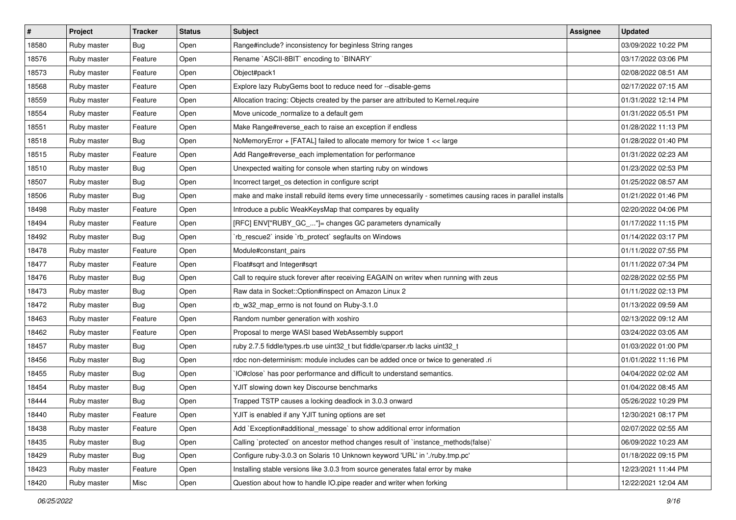| # | Project | Tracker | Status | Subject | Assignee | Updated |
| --- | --- | --- | --- | --- | --- | --- |
| 18580 | Ruby master | Bug | Open | Range#include? inconsistency for beginless String ranges | | 03/09/2022 10:22 PM |
| 18576 | Ruby master | Feature | Open | Rename `ASCII-8BIT` encoding to `BINARY` | | 03/17/2022 03:06 PM |
| 18573 | Ruby master | Feature | Open | Object#pack1 | | 02/08/2022 08:51 AM |
| 18568 | Ruby master | Feature | Open | Explore lazy RubyGems boot to reduce need for --disable-gems | | 02/17/2022 07:15 AM |
| 18559 | Ruby master | Feature | Open | Allocation tracing: Objects created by the parser are attributed to Kernel.require | | 01/31/2022 12:14 PM |
| 18554 | Ruby master | Feature | Open | Move unicode_normalize to a default gem | | 01/31/2022 05:51 PM |
| 18551 | Ruby master | Feature | Open | Make Range#reverse_each to raise an exception if endless | | 01/28/2022 11:13 PM |
| 18518 | Ruby master | Bug | Open | NoMemoryError + [FATAL] failed to allocate memory for twice 1 << large | | 01/28/2022 01:40 PM |
| 18515 | Ruby master | Feature | Open | Add Range#reverse_each implementation for performance | | 01/31/2022 02:23 AM |
| 18510 | Ruby master | Bug | Open | Unexpected waiting for console when starting ruby on windows | | 01/23/2022 02:53 PM |
| 18507 | Ruby master | Bug | Open | Incorrect target_os detection in configure script | | 01/25/2022 08:57 AM |
| 18506 | Ruby master | Bug | Open | make and make install rebuild items every time unnecessarily - sometimes causing races in parallel installs | | 01/21/2022 01:46 PM |
| 18498 | Ruby master | Feature | Open | Introduce a public WeakKeysMap that compares by equality | | 02/20/2022 04:06 PM |
| 18494 | Ruby master | Feature | Open | [RFC] ENV["RUBY_GC_..."]= changes GC parameters dynamically | | 01/17/2022 11:15 PM |
| 18492 | Ruby master | Bug | Open | `rb_rescue2` inside `rb_protect` segfaults on Windows | | 01/14/2022 03:17 PM |
| 18478 | Ruby master | Feature | Open | Module#constant_pairs | | 01/11/2022 07:55 PM |
| 18477 | Ruby master | Feature | Open | Float#sqrt and Integer#sqrt | | 01/11/2022 07:34 PM |
| 18476 | Ruby master | Bug | Open | Call to require stuck forever after receiving EAGAIN on writev when running with zeus | | 02/28/2022 02:55 PM |
| 18473 | Ruby master | Bug | Open | Raw data in Socket::Option#inspect on Amazon Linux 2 | | 01/11/2022 02:13 PM |
| 18472 | Ruby master | Bug | Open | rb_w32_map_errno is not found on Ruby-3.1.0 | | 01/13/2022 09:59 AM |
| 18463 | Ruby master | Feature | Open | Random number generation with xoshiro | | 02/13/2022 09:12 AM |
| 18462 | Ruby master | Feature | Open | Proposal to merge WASI based WebAssembly support | | 03/24/2022 03:05 AM |
| 18457 | Ruby master | Bug | Open | ruby 2.7.5 fiddle/types.rb use uint32_t but fiddle/cparser.rb lacks uint32_t | | 01/03/2022 01:00 PM |
| 18456 | Ruby master | Bug | Open | rdoc non-determinism: module includes can be added once or twice to generated .ri | | 01/01/2022 11:16 PM |
| 18455 | Ruby master | Bug | Open | `IO#close` has poor performance and difficult to understand semantics. | | 04/04/2022 02:02 AM |
| 18454 | Ruby master | Bug | Open | YJIT slowing down key Discourse benchmarks | | 01/04/2022 08:45 AM |
| 18444 | Ruby master | Bug | Open | Trapped TSTP causes a locking deadlock in 3.0.3 onward | | 05/26/2022 10:29 PM |
| 18440 | Ruby master | Feature | Open | YJIT is enabled if any YJIT tuning options are set | | 12/30/2021 08:17 PM |
| 18438 | Ruby master | Feature | Open | Add `Exception#additional_message` to show additional error information | | 02/07/2022 02:55 AM |
| 18435 | Ruby master | Bug | Open | Calling `protected` on ancestor method changes result of `instance_methods(false)` | | 06/09/2022 10:23 AM |
| 18429 | Ruby master | Bug | Open | Configure ruby-3.0.3 on Solaris 10 Unknown keyword 'URL' in './ruby.tmp.pc' | | 01/18/2022 09:15 PM |
| 18423 | Ruby master | Feature | Open | Installing stable versions like 3.0.3 from source generates fatal error by make | | 12/23/2021 11:44 PM |
| 18420 | Ruby master | Misc | Open | Question about how to handle IO.pipe reader and writer when forking | | 12/22/2021 12:04 AM |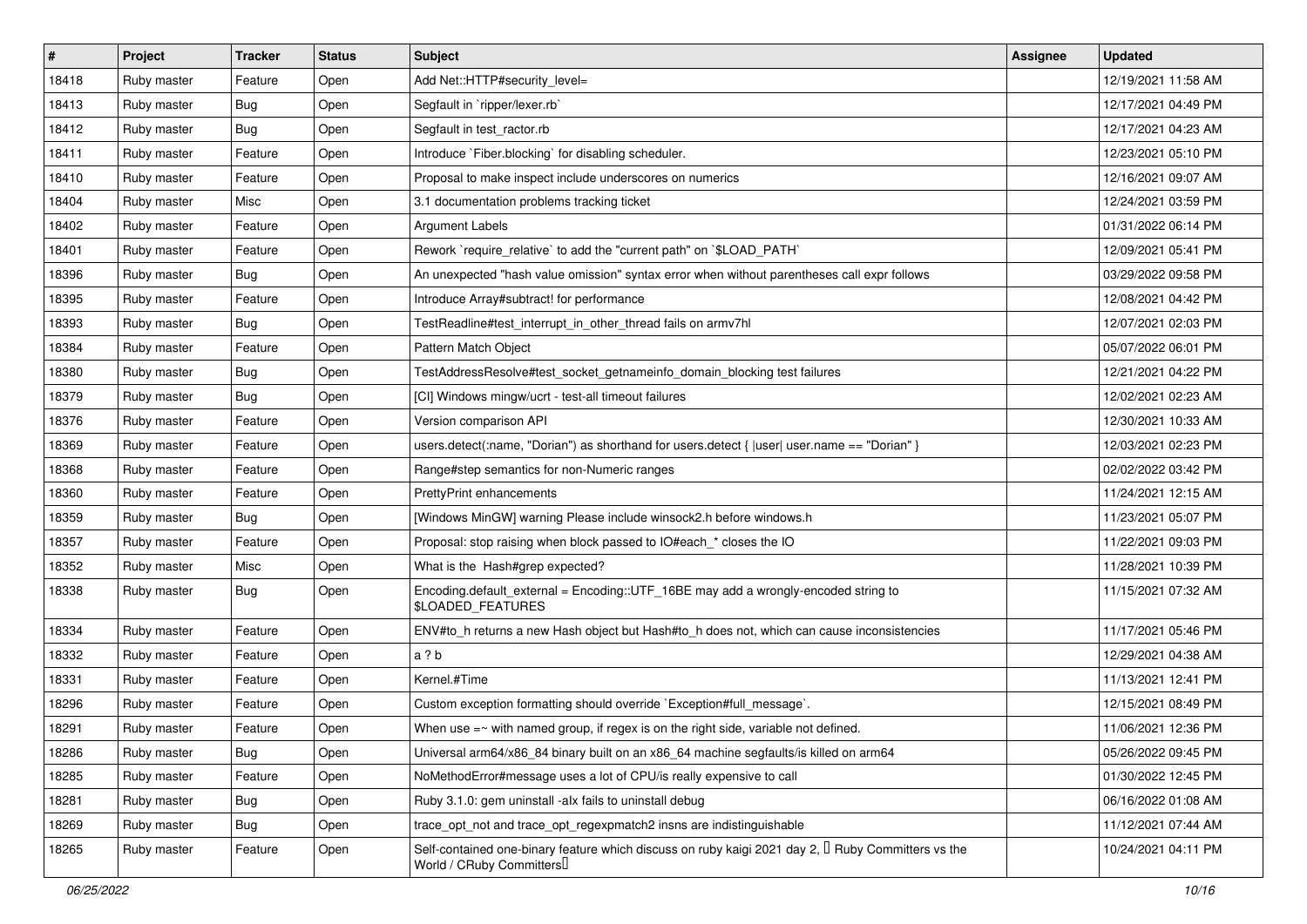| # | Project | Tracker | Status | Subject | Assignee | Updated |
|---|---|---|---|---|---|---|
| 18418 | Ruby master | Feature | Open | Add Net::HTTP#security_level= | | 12/19/2021 11:58 AM |
| 18413 | Ruby master | Bug | Open | Segfault in `ripper/lexer.rb` | | 12/17/2021 04:49 PM |
| 18412 | Ruby master | Bug | Open | Segfault in test_ractor.rb | | 12/17/2021 04:23 AM |
| 18411 | Ruby master | Feature | Open | Introduce `Fiber.blocking` for disabling scheduler. | | 12/23/2021 05:10 PM |
| 18410 | Ruby master | Feature | Open | Proposal to make inspect include underscores on numerics | | 12/16/2021 09:07 AM |
| 18404 | Ruby master | Misc | Open | 3.1 documentation problems tracking ticket | | 12/24/2021 03:59 PM |
| 18402 | Ruby master | Feature | Open | Argument Labels | | 01/31/2022 06:14 PM |
| 18401 | Ruby master | Feature | Open | Rework `require_relative` to add the "current path" on `$LOAD_PATH` | | 12/09/2021 05:41 PM |
| 18396 | Ruby master | Bug | Open | An unexpected "hash value omission" syntax error when without parentheses call expr follows | | 03/29/2022 09:58 PM |
| 18395 | Ruby master | Feature | Open | Introduce Array#subtract! for performance | | 12/08/2021 04:42 PM |
| 18393 | Ruby master | Bug | Open | TestReadline#test_interrupt_in_other_thread fails on armv7hl | | 12/07/2021 02:03 PM |
| 18384 | Ruby master | Feature | Open | Pattern Match Object | | 05/07/2022 06:01 PM |
| 18380 | Ruby master | Bug | Open | TestAddressResolve#test_socket_getnameinfo_domain_blocking test failures | | 12/21/2021 04:22 PM |
| 18379 | Ruby master | Bug | Open | [CI] Windows mingw/ucrt - test-all timeout failures | | 12/02/2021 02:23 AM |
| 18376 | Ruby master | Feature | Open | Version comparison API | | 12/30/2021 10:33 AM |
| 18369 | Ruby master | Feature | Open | users.detect(:name, "Dorian") as shorthand for users.detect { \|user\| user.name == "Dorian" } | | 12/03/2021 02:23 PM |
| 18368 | Ruby master | Feature | Open | Range#step semantics for non-Numeric ranges | | 02/02/2022 03:42 PM |
| 18360 | Ruby master | Feature | Open | PrettyPrint enhancements | | 11/24/2021 12:15 AM |
| 18359 | Ruby master | Bug | Open | [Windows MinGW] warning Please include winsock2.h before windows.h | | 11/23/2021 05:07 PM |
| 18357 | Ruby master | Feature | Open | Proposal: stop raising when block passed to IO#each_* closes the IO | | 11/22/2021 09:03 PM |
| 18352 | Ruby master | Misc | Open | What is the Hash#grep expected? | | 11/28/2021 10:39 PM |
| 18338 | Ruby master | Bug | Open | Encoding.default_external = Encoding::UTF_16BE may add a wrongly-encoded string to $LOADED_FEATURES | | 11/15/2021 07:32 AM |
| 18334 | Ruby master | Feature | Open | ENV#to_h returns a new Hash object but Hash#to_h does not, which can cause inconsistencies | | 11/17/2021 05:46 PM |
| 18332 | Ruby master | Feature | Open | a ? b | | 12/29/2021 04:38 AM |
| 18331 | Ruby master | Feature | Open | Kernel.#Time | | 11/13/2021 12:41 PM |
| 18296 | Ruby master | Feature | Open | Custom exception formatting should override `Exception#full_message`. | | 12/15/2021 08:49 PM |
| 18291 | Ruby master | Feature | Open | When use =~ with named group, if regex is on the right side, variable not defined. | | 11/06/2021 12:36 PM |
| 18286 | Ruby master | Bug | Open | Universal arm64/x86_84 binary built on an x86_64 machine segfaults/is killed on arm64 | | 05/26/2022 09:45 PM |
| 18285 | Ruby master | Feature | Open | NoMethodError#message uses a lot of CPU/is really expensive to call | | 01/30/2022 12:45 PM |
| 18281 | Ruby master | Bug | Open | Ruby 3.1.0: gem uninstall -alx fails to uninstall debug | | 06/16/2022 01:08 AM |
| 18269 | Ruby master | Bug | Open | trace_opt_not and trace_opt_regexpmatch2 insns are indistinguishable | | 11/12/2021 07:44 AM |
| 18265 | Ruby master | Feature | Open | Self-contained one-binary feature which discuss on ruby kaigi 2021 day 2, 「Ruby Committers vs the World / CRuby Committers」 | | 10/24/2021 04:11 PM |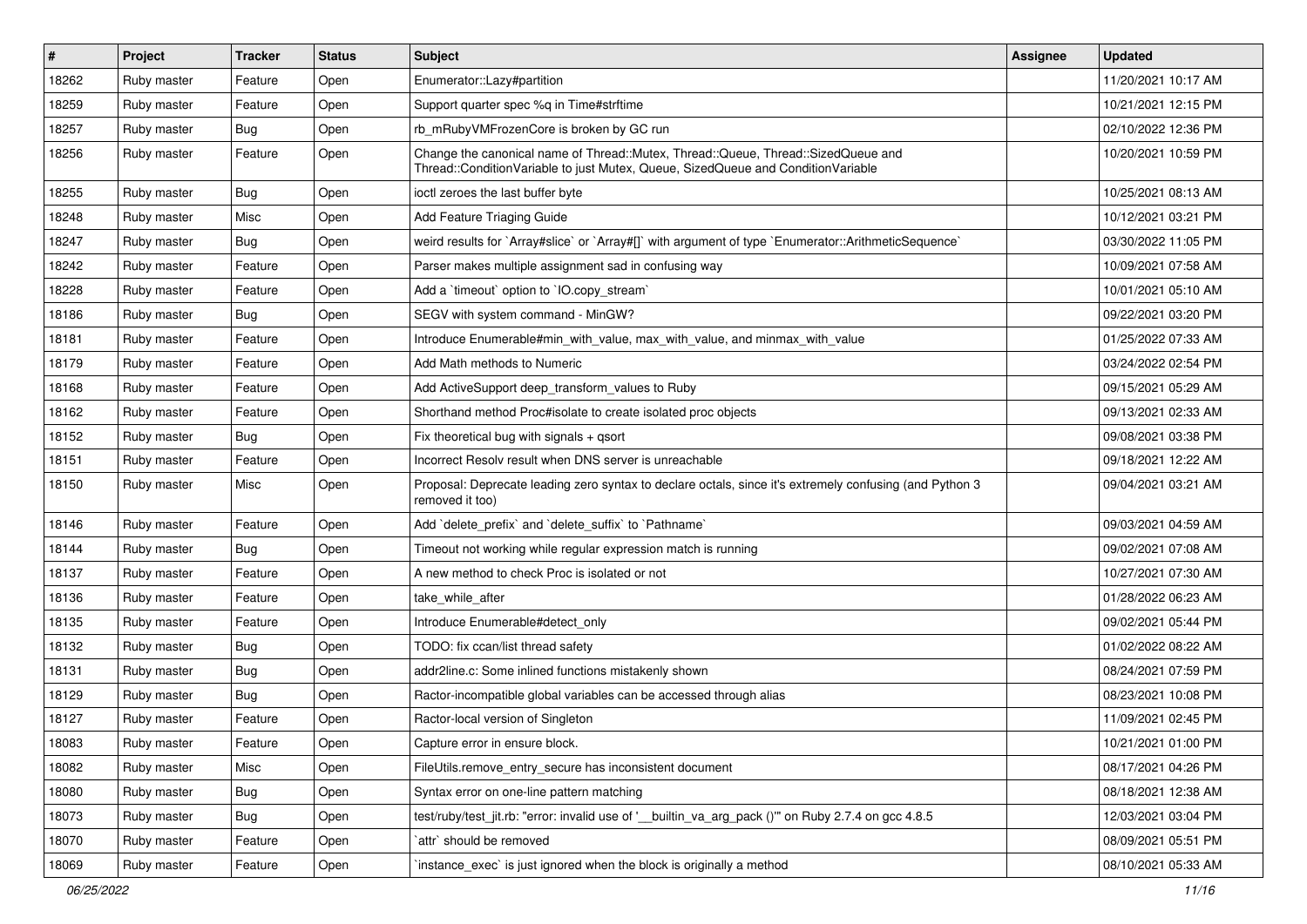| # | Project | Tracker | Status | Subject | Assignee | Updated |
|---|---|---|---|---|---|---|
| 18262 | Ruby master | Feature | Open | Enumerator::Lazy#partition | | 11/20/2021 10:17 AM |
| 18259 | Ruby master | Feature | Open | Support quarter spec %q in Time#strftime | | 10/21/2021 12:15 PM |
| 18257 | Ruby master | Bug | Open | rb_mRubyVMFrozenCore is broken by GC run | | 02/10/2022 12:36 PM |
| 18256 | Ruby master | Feature | Open | Change the canonical name of Thread::Mutex, Thread::Queue, Thread::SizedQueue and Thread::ConditionVariable to just Mutex, Queue, SizedQueue and ConditionVariable | | 10/20/2021 10:59 PM |
| 18255 | Ruby master | Bug | Open | ioctl zeroes the last buffer byte | | 10/25/2021 08:13 AM |
| 18248 | Ruby master | Misc | Open | Add Feature Triaging Guide | | 10/12/2021 03:21 PM |
| 18247 | Ruby master | Bug | Open | weird results for `Array#slice` or `Array#[]` with argument of type `Enumerator::ArithmeticSequence` | | 03/30/2022 11:05 PM |
| 18242 | Ruby master | Feature | Open | Parser makes multiple assignment sad in confusing way | | 10/09/2021 07:58 AM |
| 18228 | Ruby master | Feature | Open | Add a `timeout` option to `IO.copy_stream` | | 10/01/2021 05:10 AM |
| 18186 | Ruby master | Bug | Open | SEGV with system command - MinGW? | | 09/22/2021 03:20 PM |
| 18181 | Ruby master | Feature | Open | Introduce Enumerable#min_with_value, max_with_value, and minmax_with_value | | 01/25/2022 07:33 AM |
| 18179 | Ruby master | Feature | Open | Add Math methods to Numeric | | 03/24/2022 02:54 PM |
| 18168 | Ruby master | Feature | Open | Add ActiveSupport deep_transform_values to Ruby | | 09/15/2021 05:29 AM |
| 18162 | Ruby master | Feature | Open | Shorthand method Proc#isolate to create isolated proc objects | | 09/13/2021 02:33 AM |
| 18152 | Ruby master | Bug | Open | Fix theoretical bug with signals + qsort | | 09/08/2021 03:38 PM |
| 18151 | Ruby master | Feature | Open | Incorrect Resolv result when DNS server is unreachable | | 09/18/2021 12:22 AM |
| 18150 | Ruby master | Misc | Open | Proposal: Deprecate leading zero syntax to declare octals, since it's extremely confusing (and Python 3 removed it too) | | 09/04/2021 03:21 AM |
| 18146 | Ruby master | Feature | Open | Add `delete_prefix` and `delete_suffix` to `Pathname` | | 09/03/2021 04:59 AM |
| 18144 | Ruby master | Bug | Open | Timeout not working while regular expression match is running | | 09/02/2021 07:08 AM |
| 18137 | Ruby master | Feature | Open | A new method to check Proc is isolated or not | | 10/27/2021 07:30 AM |
| 18136 | Ruby master | Feature | Open | take_while_after | | 01/28/2022 06:23 AM |
| 18135 | Ruby master | Feature | Open | Introduce Enumerable#detect_only | | 09/02/2021 05:44 PM |
| 18132 | Ruby master | Bug | Open | TODO: fix ccan/list thread safety | | 01/02/2022 08:22 AM |
| 18131 | Ruby master | Bug | Open | addr2line.c: Some inlined functions mistakenly shown | | 08/24/2021 07:59 PM |
| 18129 | Ruby master | Bug | Open | Ractor-incompatible global variables can be accessed through alias | | 08/23/2021 10:08 PM |
| 18127 | Ruby master | Feature | Open | Ractor-local version of Singleton | | 11/09/2021 02:45 PM |
| 18083 | Ruby master | Feature | Open | Capture error in ensure block. | | 10/21/2021 01:00 PM |
| 18082 | Ruby master | Misc | Open | FileUtils.remove_entry_secure has inconsistent document | | 08/17/2021 04:26 PM |
| 18080 | Ruby master | Bug | Open | Syntax error on one-line pattern matching | | 08/18/2021 12:38 AM |
| 18073 | Ruby master | Bug | Open | test/ruby/test_jit.rb: "error: invalid use of '__builtin_va_arg_pack ()'" on Ruby 2.7.4 on gcc 4.8.5 | | 12/03/2021 03:04 PM |
| 18070 | Ruby master | Feature | Open | `attr` should be removed | | 08/09/2021 05:51 PM |
| 18069 | Ruby master | Feature | Open | `instance_exec` is just ignored when the block is originally a method | | 08/10/2021 05:33 AM |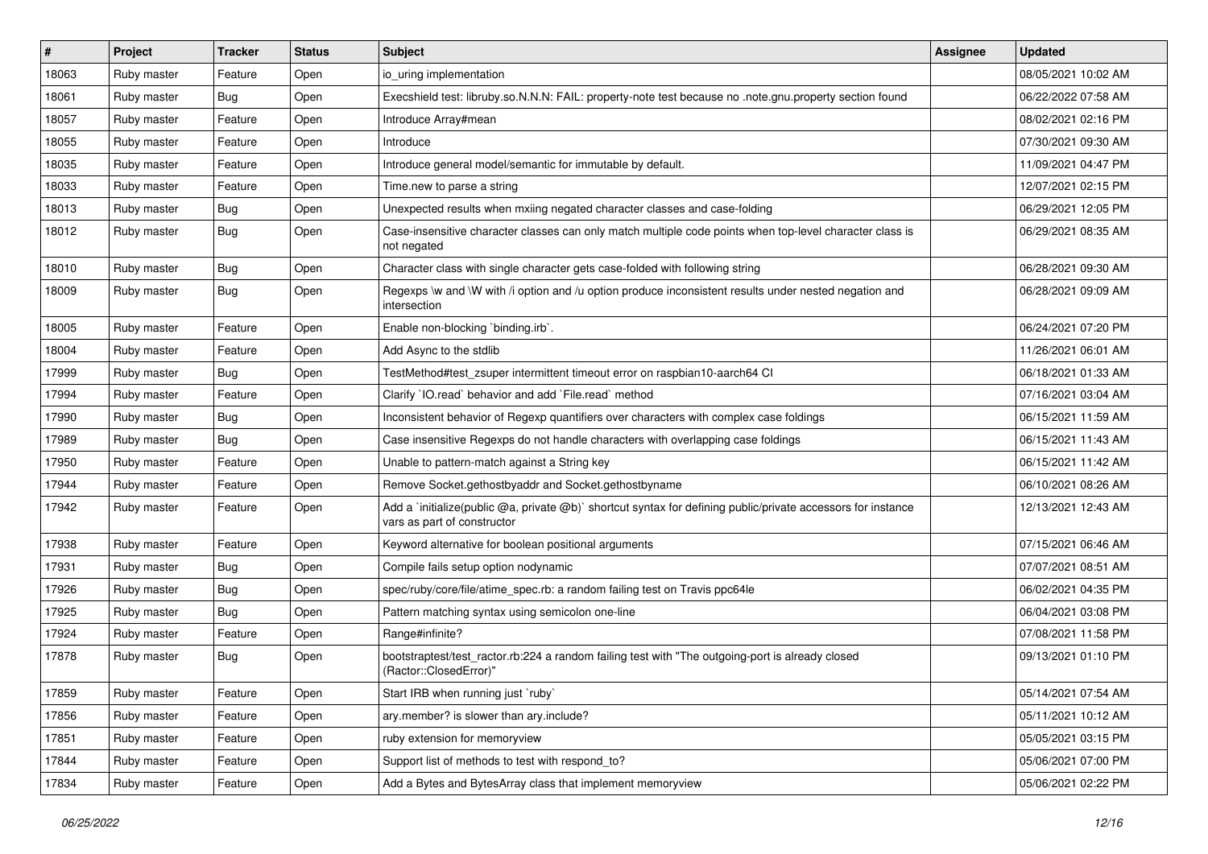| # | Project | Tracker | Status | Subject | Assignee | Updated |
|---|---|---|---|---|---|---|
| 18063 | Ruby master | Feature | Open | io_uring implementation | | 08/05/2021 10:02 AM |
| 18061 | Ruby master | Bug | Open | Execshield test: libruby.so.N.N.N: FAIL: property-note test because no .note.gnu.property section found | | 06/22/2022 07:58 AM |
| 18057 | Ruby master | Feature | Open | Introduce Array#mean | | 08/02/2021 02:16 PM |
| 18055 | Ruby master | Feature | Open | Introduce | | 07/30/2021 09:30 AM |
| 18035 | Ruby master | Feature | Open | Introduce general model/semantic for immutable by default. | | 11/09/2021 04:47 PM |
| 18033 | Ruby master | Feature | Open | Time.new to parse a string | | 12/07/2021 02:15 PM |
| 18013 | Ruby master | Bug | Open | Unexpected results when mxiing negated character classes and case-folding | | 06/29/2021 12:05 PM |
| 18012 | Ruby master | Bug | Open | Case-insensitive character classes can only match multiple code points when top-level character class is not negated | | 06/29/2021 08:35 AM |
| 18010 | Ruby master | Bug | Open | Character class with single character gets case-folded with following string | | 06/28/2021 09:30 AM |
| 18009 | Ruby master | Bug | Open | Regexps \w and \W with /i option and /u option produce inconsistent results under nested negation and intersection | | 06/28/2021 09:09 AM |
| 18005 | Ruby master | Feature | Open | Enable non-blocking `binding.irb`. | | 06/24/2021 07:20 PM |
| 18004 | Ruby master | Feature | Open | Add Async to the stdlib | | 11/26/2021 06:01 AM |
| 17999 | Ruby master | Bug | Open | TestMethod#test_zsuper intermittent timeout error on raspbian10-aarch64 CI | | 06/18/2021 01:33 AM |
| 17994 | Ruby master | Feature | Open | Clarify `IO.read` behavior and add `File.read` method | | 07/16/2021 03:04 AM |
| 17990 | Ruby master | Bug | Open | Inconsistent behavior of Regexp quantifiers over characters with complex case foldings | | 06/15/2021 11:59 AM |
| 17989 | Ruby master | Bug | Open | Case insensitive Regexps do not handle characters with overlapping case foldings | | 06/15/2021 11:43 AM |
| 17950 | Ruby master | Feature | Open | Unable to pattern-match against a String key | | 06/15/2021 11:42 AM |
| 17944 | Ruby master | Feature | Open | Remove Socket.gethostbyaddr and Socket.gethostbyname | | 06/10/2021 08:26 AM |
| 17942 | Ruby master | Feature | Open | Add a `initialize(public @a, private @b)` shortcut syntax for defining public/private accessors for instance vars as part of constructor | | 12/13/2021 12:43 AM |
| 17938 | Ruby master | Feature | Open | Keyword alternative for boolean positional arguments | | 07/15/2021 06:46 AM |
| 17931 | Ruby master | Bug | Open | Compile fails setup option nodynamic | | 07/07/2021 08:51 AM |
| 17926 | Ruby master | Bug | Open | spec/ruby/core/file/atime_spec.rb: a random failing test on Travis ppc64le | | 06/02/2021 04:35 PM |
| 17925 | Ruby master | Bug | Open | Pattern matching syntax using semicolon one-line | | 06/04/2021 03:08 PM |
| 17924 | Ruby master | Feature | Open | Range#infinite? | | 07/08/2021 11:58 PM |
| 17878 | Ruby master | Bug | Open | bootstraptest/test_ractor.rb:224 a random failing test with "The outgoing-port is already closed (Ractor::ClosedError)" | | 09/13/2021 01:10 PM |
| 17859 | Ruby master | Feature | Open | Start IRB when running just `ruby` | | 05/14/2021 07:54 AM |
| 17856 | Ruby master | Feature | Open | ary.member? is slower than ary.include? | | 05/11/2021 10:12 AM |
| 17851 | Ruby master | Feature | Open | ruby extension for memoryview | | 05/05/2021 03:15 PM |
| 17844 | Ruby master | Feature | Open | Support list of methods to test with respond_to? | | 05/06/2021 07:00 PM |
| 17834 | Ruby master | Feature | Open | Add a Bytes and BytesArray class that implement memoryview | | 05/06/2021 02:22 PM |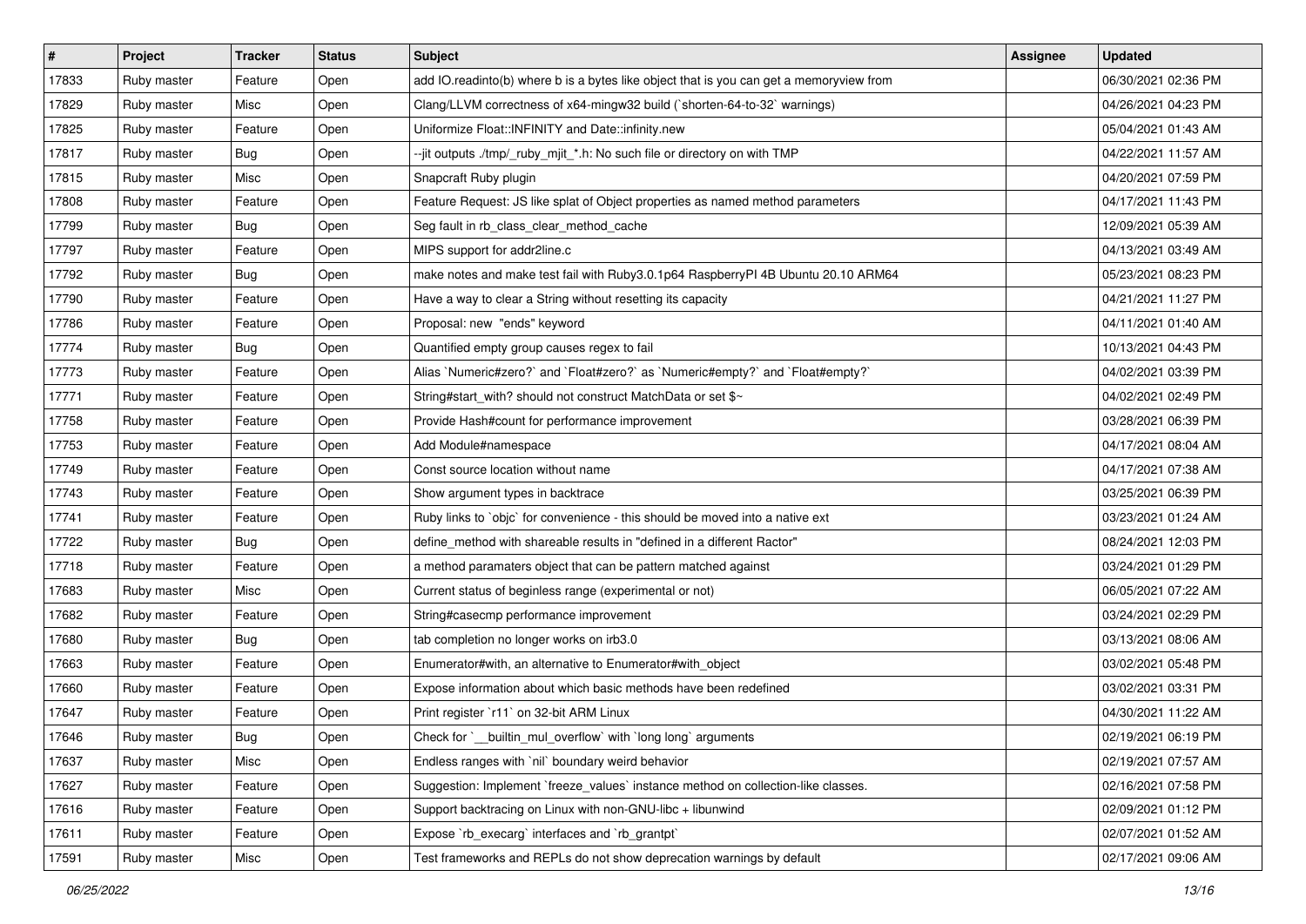| # | Project | Tracker | Status | Subject | Assignee | Updated |
|---|---|---|---|---|---|---|
| 17833 | Ruby master | Feature | Open | add IO.readinto(b) where b is a bytes like object that is you can get a memoryview from | | 06/30/2021 02:36 PM |
| 17829 | Ruby master | Misc | Open | Clang/LLVM correctness of x64-mingw32 build (`shorten-64-to-32` warnings) | | 04/26/2021 04:23 PM |
| 17825 | Ruby master | Feature | Open | Uniformize Float::INFINITY and Date::infinity.new | | 05/04/2021 01:43 AM |
| 17817 | Ruby master | Bug | Open | --jit outputs ./tmp/_ruby_mjit_*.h: No such file or directory on with TMP | | 04/22/2021 11:57 AM |
| 17815 | Ruby master | Misc | Open | Snapcraft Ruby plugin | | 04/20/2021 07:59 PM |
| 17808 | Ruby master | Feature | Open | Feature Request: JS like splat of Object properties as named method parameters | | 04/17/2021 11:43 PM |
| 17799 | Ruby master | Bug | Open | Seg fault in rb_class_clear_method_cache | | 12/09/2021 05:39 AM |
| 17797 | Ruby master | Feature | Open | MIPS support for addr2line.c | | 04/13/2021 03:49 AM |
| 17792 | Ruby master | Bug | Open | make notes and make test fail with Ruby3.0.1p64 RaspberryPI 4B Ubuntu 20.10 ARM64 | | 05/23/2021 08:23 PM |
| 17790 | Ruby master | Feature | Open | Have a way to clear a String without resetting its capacity | | 04/21/2021 11:27 PM |
| 17786 | Ruby master | Feature | Open | Proposal: new "ends" keyword | | 04/11/2021 01:40 AM |
| 17774 | Ruby master | Bug | Open | Quantified empty group causes regex to fail | | 10/13/2021 04:43 PM |
| 17773 | Ruby master | Feature | Open | Alias `Numeric#zero?` and `Float#zero?` as `Numeric#empty?` and `Float#empty?` | | 04/02/2021 03:39 PM |
| 17771 | Ruby master | Feature | Open | String#start_with? should not construct MatchData or set $~ | | 04/02/2021 02:49 PM |
| 17758 | Ruby master | Feature | Open | Provide Hash#count for performance improvement | | 03/28/2021 06:39 PM |
| 17753 | Ruby master | Feature | Open | Add Module#namespace | | 04/17/2021 08:04 AM |
| 17749 | Ruby master | Feature | Open | Const source location without name | | 04/17/2021 07:38 AM |
| 17743 | Ruby master | Feature | Open | Show argument types in backtrace | | 03/25/2021 06:39 PM |
| 17741 | Ruby master | Feature | Open | Ruby links to `objc` for convenience - this should be moved into a native ext | | 03/23/2021 01:24 AM |
| 17722 | Ruby master | Bug | Open | define_method with shareable results in "defined in a different Ractor" | | 08/24/2021 12:03 PM |
| 17718 | Ruby master | Feature | Open | a method paramaters object that can be pattern matched against | | 03/24/2021 01:29 PM |
| 17683 | Ruby master | Misc | Open | Current status of beginless range (experimental or not) | | 06/05/2021 07:22 AM |
| 17682 | Ruby master | Feature | Open | String#casecmp performance improvement | | 03/24/2021 02:29 PM |
| 17680 | Ruby master | Bug | Open | tab completion no longer works on irb3.0 | | 03/13/2021 08:06 AM |
| 17663 | Ruby master | Feature | Open | Enumerator#with, an alternative to Enumerator#with_object | | 03/02/2021 05:48 PM |
| 17660 | Ruby master | Feature | Open | Expose information about which basic methods have been redefined | | 03/02/2021 03:31 PM |
| 17647 | Ruby master | Feature | Open | Print register `r11` on 32-bit ARM Linux | | 04/30/2021 11:22 AM |
| 17646 | Ruby master | Bug | Open | Check for `__builtin_mul_overflow` with `long long` arguments | | 02/19/2021 06:19 PM |
| 17637 | Ruby master | Misc | Open | Endless ranges with `nil` boundary weird behavior | | 02/19/2021 07:57 AM |
| 17627 | Ruby master | Feature | Open | Suggestion: Implement `freeze_values` instance method on collection-like classes. | | 02/16/2021 07:58 PM |
| 17616 | Ruby master | Feature | Open | Support backtracing on Linux with non-GNU-libc + libunwind | | 02/09/2021 01:12 PM |
| 17611 | Ruby master | Feature | Open | Expose `rb_execarg` interfaces and `rb_grantpt` | | 02/07/2021 01:52 AM |
| 17591 | Ruby master | Misc | Open | Test frameworks and REPLs do not show deprecation warnings by default | | 02/17/2021 09:06 AM |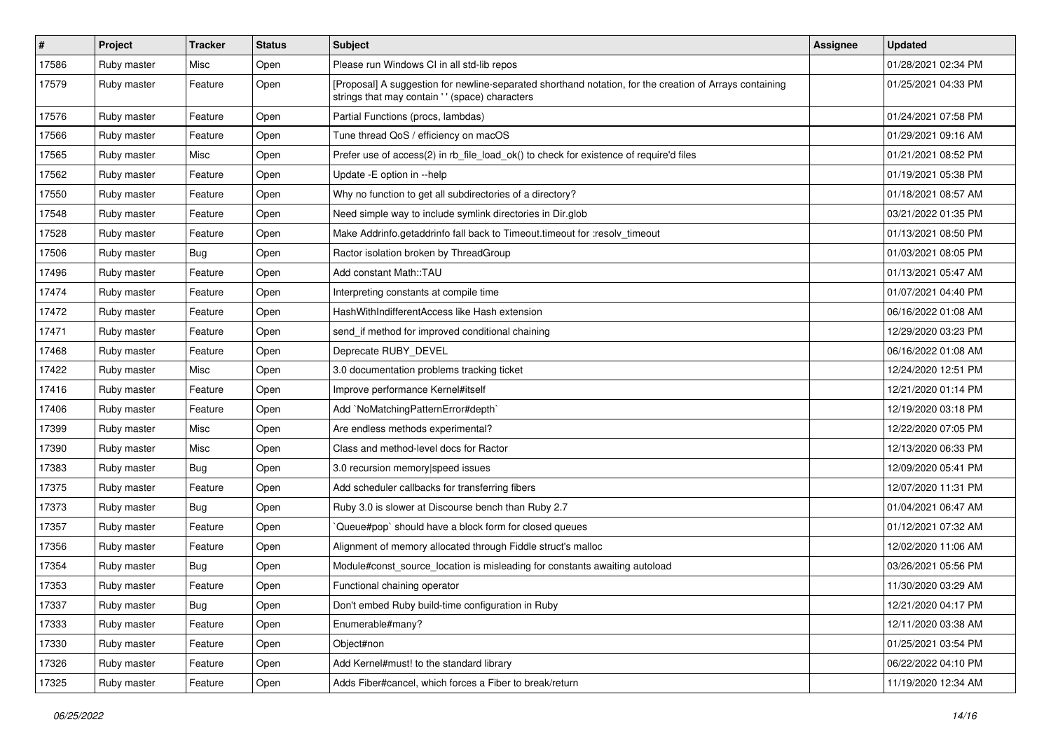| # | Project | Tracker | Status | Subject | Assignee | Updated |
|---|---|---|---|---|---|---|
| 17586 | Ruby master | Misc | Open | Please run Windows CI in all std-lib repos | | 01/28/2021 02:34 PM |
| 17579 | Ruby master | Feature | Open | [Proposal] A suggestion for newline-separated shorthand notation, for the creation of Arrays containing strings that may contain ' ' (space) characters | | 01/25/2021 04:33 PM |
| 17576 | Ruby master | Feature | Open | Partial Functions (procs, lambdas) | | 01/24/2021 07:58 PM |
| 17566 | Ruby master | Feature | Open | Tune thread QoS / efficiency on macOS | | 01/29/2021 09:16 AM |
| 17565 | Ruby master | Misc | Open | Prefer use of access(2) in rb_file_load_ok() to check for existence of require'd files | | 01/21/2021 08:52 PM |
| 17562 | Ruby master | Feature | Open | Update -E option in --help | | 01/19/2021 05:38 PM |
| 17550 | Ruby master | Feature | Open | Why no function to get all subdirectories of a directory? | | 01/18/2021 08:57 AM |
| 17548 | Ruby master | Feature | Open | Need simple way to include symlink directories in Dir.glob | | 03/21/2022 01:35 PM |
| 17528 | Ruby master | Feature | Open | Make Addrinfo.getaddrinfo fall back to Timeout.timeout for :resolv_timeout | | 01/13/2021 08:50 PM |
| 17506 | Ruby master | Bug | Open | Ractor isolation broken by ThreadGroup | | 01/03/2021 08:05 PM |
| 17496 | Ruby master | Feature | Open | Add constant Math::TAU | | 01/13/2021 05:47 AM |
| 17474 | Ruby master | Feature | Open | Interpreting constants at compile time | | 01/07/2021 04:40 PM |
| 17472 | Ruby master | Feature | Open | HashWithIndifferentAccess like Hash extension | | 06/16/2022 01:08 AM |
| 17471 | Ruby master | Feature | Open | send_if method for improved conditional chaining | | 12/29/2020 03:23 PM |
| 17468 | Ruby master | Feature | Open | Deprecate RUBY_DEVEL | | 06/16/2022 01:08 AM |
| 17422 | Ruby master | Misc | Open | 3.0 documentation problems tracking ticket | | 12/24/2020 12:51 PM |
| 17416 | Ruby master | Feature | Open | Improve performance Kernel#itself | | 12/21/2020 01:14 PM |
| 17406 | Ruby master | Feature | Open | Add `NoMatchingPatternError#depth` | | 12/19/2020 03:18 PM |
| 17399 | Ruby master | Misc | Open | Are endless methods experimental? | | 12/22/2020 07:05 PM |
| 17390 | Ruby master | Misc | Open | Class and method-level docs for Ractor | | 12/13/2020 06:33 PM |
| 17383 | Ruby master | Bug | Open | 3.0 recursion memory\|speed issues | | 12/09/2020 05:41 PM |
| 17375 | Ruby master | Feature | Open | Add scheduler callbacks for transferring fibers | | 12/07/2020 11:31 PM |
| 17373 | Ruby master | Bug | Open | Ruby 3.0 is slower at Discourse bench than Ruby 2.7 | | 01/04/2021 06:47 AM |
| 17357 | Ruby master | Feature | Open | `Queue#pop` should have a block form for closed queues | | 01/12/2021 07:32 AM |
| 17356 | Ruby master | Feature | Open | Alignment of memory allocated through Fiddle struct's malloc | | 12/02/2020 11:06 AM |
| 17354 | Ruby master | Bug | Open | Module#const_source_location is misleading for constants awaiting autoload | | 03/26/2021 05:56 PM |
| 17353 | Ruby master | Feature | Open | Functional chaining operator | | 11/30/2020 03:29 AM |
| 17337 | Ruby master | Bug | Open | Don't embed Ruby build-time configuration in Ruby | | 12/21/2020 04:17 PM |
| 17333 | Ruby master | Feature | Open | Enumerable#many? | | 12/11/2020 03:38 AM |
| 17330 | Ruby master | Feature | Open | Object#non | | 01/25/2021 03:54 PM |
| 17326 | Ruby master | Feature | Open | Add Kernel#must! to the standard library | | 06/22/2022 04:10 PM |
| 17325 | Ruby master | Feature | Open | Adds Fiber#cancel, which forces a Fiber to break/return | | 11/19/2020 12:34 AM |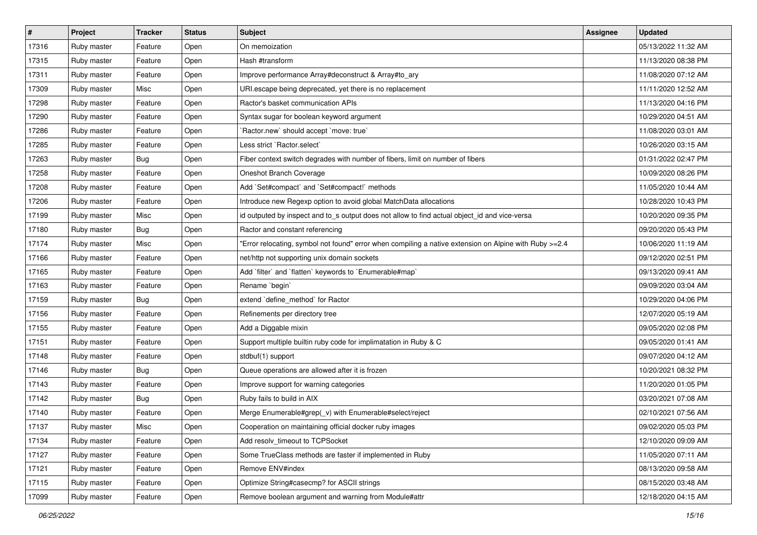| # | Project | Tracker | Status | Subject | Assignee | Updated |
|---|---|---|---|---|---|---|
| 17316 | Ruby master | Feature | Open | On memoization | | 05/13/2022 11:32 AM |
| 17315 | Ruby master | Feature | Open | Hash #transform | | 11/13/2020 08:38 PM |
| 17311 | Ruby master | Feature | Open | Improve performance Array#deconstruct & Array#to_ary | | 11/08/2020 07:12 AM |
| 17309 | Ruby master | Misc | Open | URI.escape being deprecated, yet there is no replacement | | 11/11/2020 12:52 AM |
| 17298 | Ruby master | Feature | Open | Ractor's basket communication APIs | | 11/13/2020 04:16 PM |
| 17290 | Ruby master | Feature | Open | Syntax sugar for boolean keyword argument | | 10/29/2020 04:51 AM |
| 17286 | Ruby master | Feature | Open | `Ractor.new` should accept `move: true` | | 11/08/2020 03:01 AM |
| 17285 | Ruby master | Feature | Open | Less strict `Ractor.select` | | 10/26/2020 03:15 AM |
| 17263 | Ruby master | Bug | Open | Fiber context switch degrades with number of fibers, limit on number of fibers | | 01/31/2022 02:47 PM |
| 17258 | Ruby master | Feature | Open | Oneshot Branch Coverage | | 10/09/2020 08:26 PM |
| 17208 | Ruby master | Feature | Open | Add `Set#compact` and `Set#compact!` methods | | 11/05/2020 10:44 AM |
| 17206 | Ruby master | Feature | Open | Introduce new Regexp option to avoid global MatchData allocations | | 10/28/2020 10:43 PM |
| 17199 | Ruby master | Misc | Open | id outputed by inspect and to_s output does not allow to find actual object_id and vice-versa | | 10/20/2020 09:35 PM |
| 17180 | Ruby master | Bug | Open | Ractor and constant referencing | | 09/20/2020 05:43 PM |
| 17174 | Ruby master | Misc | Open | "Error relocating, symbol not found" error when compiling a native extension on Alpine with Ruby >=2.4 | | 10/06/2020 11:19 AM |
| 17166 | Ruby master | Feature | Open | net/http not supporting unix domain sockets | | 09/12/2020 02:51 PM |
| 17165 | Ruby master | Feature | Open | Add `filter` and `flatten` keywords to `Enumerable#map` | | 09/13/2020 09:41 AM |
| 17163 | Ruby master | Feature | Open | Rename `begin` | | 09/09/2020 03:04 AM |
| 17159 | Ruby master | Bug | Open | extend `define_method` for Ractor | | 10/29/2020 04:06 PM |
| 17156 | Ruby master | Feature | Open | Refinements per directory tree | | 12/07/2020 05:19 AM |
| 17155 | Ruby master | Feature | Open | Add a Diggable mixin | | 09/05/2020 02:08 PM |
| 17151 | Ruby master | Feature | Open | Support multiple builtin ruby code for implimatation in Ruby & C | | 09/05/2020 01:41 AM |
| 17148 | Ruby master | Feature | Open | stdbuf(1) support | | 09/07/2020 04:12 AM |
| 17146 | Ruby master | Bug | Open | Queue operations are allowed after it is frozen | | 10/20/2021 08:32 PM |
| 17143 | Ruby master | Feature | Open | Improve support for warning categories | | 11/20/2020 01:05 PM |
| 17142 | Ruby master | Bug | Open | Ruby fails to build in AIX | | 03/20/2021 07:08 AM |
| 17140 | Ruby master | Feature | Open | Merge Enumerable#grep(_v) with Enumerable#select/reject | | 02/10/2021 07:56 AM |
| 17137 | Ruby master | Misc | Open | Cooperation on maintaining official docker ruby images | | 09/02/2020 05:03 PM |
| 17134 | Ruby master | Feature | Open | Add resolv_timeout to TCPSocket | | 12/10/2020 09:09 AM |
| 17127 | Ruby master | Feature | Open | Some TrueClass methods are faster if implemented in Ruby | | 11/05/2020 07:11 AM |
| 17121 | Ruby master | Feature | Open | Remove ENV#index | | 08/13/2020 09:58 AM |
| 17115 | Ruby master | Feature | Open | Optimize String#casecmp? for ASCII strings | | 08/15/2020 03:48 AM |
| 17099 | Ruby master | Feature | Open | Remove boolean argument and warning from Module#attr | | 12/18/2020 04:15 AM |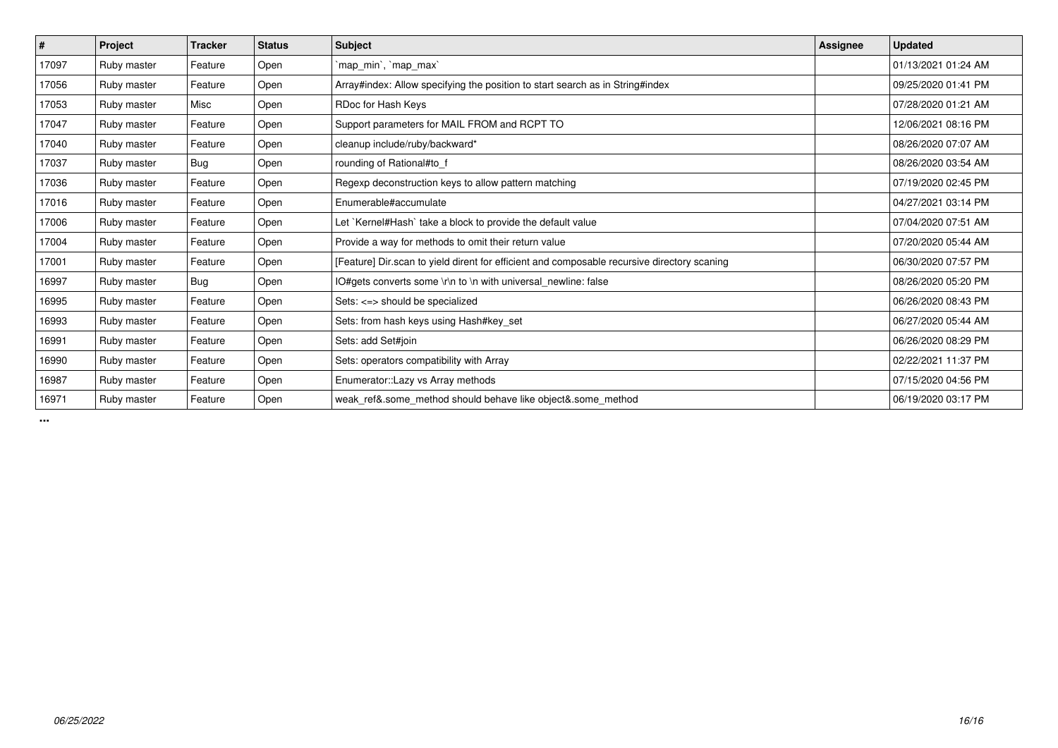| # | Project | Tracker | Status | Subject | Assignee | Updated |
| --- | --- | --- | --- | --- | --- | --- |
| 17097 | Ruby master | Feature | Open | `map_min`, `map_max` | | 01/13/2021 01:24 AM |
| 17056 | Ruby master | Feature | Open | Array#index: Allow specifying the position to start search as in String#index | | 09/25/2020 01:41 PM |
| 17053 | Ruby master | Misc | Open | RDoc for Hash Keys | | 07/28/2020 01:21 AM |
| 17047 | Ruby master | Feature | Open | Support parameters for MAIL FROM and RCPT TO | | 12/06/2021 08:16 PM |
| 17040 | Ruby master | Feature | Open | cleanup include/ruby/backward* | | 08/26/2020 07:07 AM |
| 17037 | Ruby master | Bug | Open | rounding of Rational#to_f | | 08/26/2020 03:54 AM |
| 17036 | Ruby master | Feature | Open | Regexp deconstruction keys to allow pattern matching | | 07/19/2020 02:45 PM |
| 17016 | Ruby master | Feature | Open | Enumerable#accumulate | | 04/27/2021 03:14 PM |
| 17006 | Ruby master | Feature | Open | Let `Kernel#Hash` take a block to provide the default value | | 07/04/2020 07:51 AM |
| 17004 | Ruby master | Feature | Open | Provide a way for methods to omit their return value | | 07/20/2020 05:44 AM |
| 17001 | Ruby master | Feature | Open | [Feature] Dir.scan to yield dirent for efficient and composable recursive directory scaning | | 06/30/2020 07:57 PM |
| 16997 | Ruby master | Bug | Open | IO#gets converts some \r\n to \n with universal_newline: false | | 08/26/2020 05:20 PM |
| 16995 | Ruby master | Feature | Open | Sets: <=> should be specialized | | 06/26/2020 08:43 PM |
| 16993 | Ruby master | Feature | Open | Sets: from hash keys using Hash#key_set | | 06/27/2020 05:44 AM |
| 16991 | Ruby master | Feature | Open | Sets: add Set#join | | 06/26/2020 08:29 PM |
| 16990 | Ruby master | Feature | Open | Sets: operators compatibility with Array | | 02/22/2021 11:37 PM |
| 16987 | Ruby master | Feature | Open | Enumerator::Lazy vs Array methods | | 07/15/2020 04:56 PM |
| 16971 | Ruby master | Feature | Open | weak_ref&.some_method should behave like object&.some_method | | 06/19/2020 03:17 PM |

...